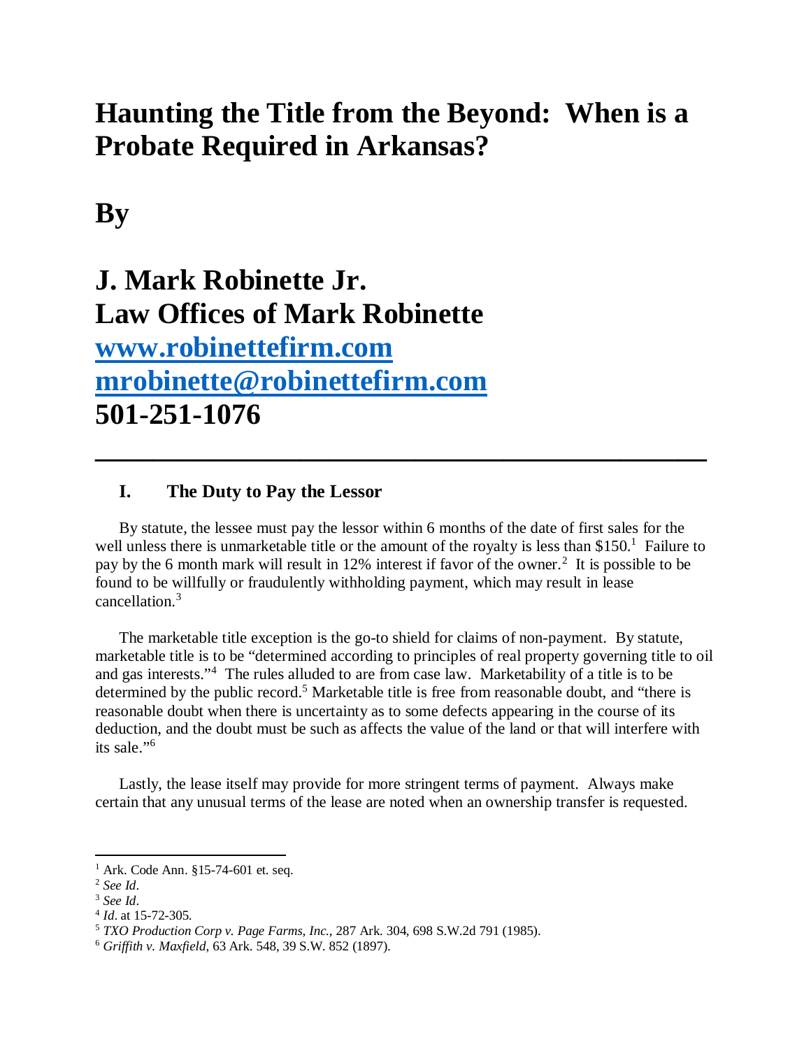# Haunting the Title from the Beyond: When is a Probate Required in Arkansas?

# By

# J. Mark Robinette Jr.
# Law Offices of Mark Robinette
# [www.robinettefirm.com](http://www.robinettefirm.com)
# [mrobinette@robinettefirm.com](mailto:mrobinette@robinettefirm.com)
# 501-251-1076

---

## I. The Duty to Pay the Lessor

By statute, the lessee must pay the lessor within 6 months of the date of first sales for the well unless there is unmarketable title or the amount of the royalty is less than $150.[1] Failure to pay by the 6 month mark will result in 12% interest if favor of the owner.[2] It is possible to be found to be willfully or fraudulently withholding payment, which may result in lease cancellation.[3]

The marketable title exception is the go-to shield for claims of non-payment. By statute, marketable title is to be "determined according to principles of real property governing title to oil and gas interests."[4] The rules alluded to are from case law. Marketability of a title is to be determined by the public record.[5] Marketable title is free from reasonable doubt, and "there is reasonable doubt when there is uncertainty as to some defects appearing in the course of its deduction, and the doubt must be such as affects the value of the land or that will interfere with its sale."[6]

Lastly, the lease itself may provide for more stringent terms of payment. Always make certain that any unusual terms of the lease are noted when an ownership transfer is requested.

---

[1] Ark. Code Ann. §15-74-601 et. seq.
[2] *See Id*.
[3] *See Id*.
[4] *Id*. at 15-72-305.
[5] *TXO Production Corp v. Page Farms, Inc.*, 287 Ark. 304, 698 S.W.2d 791 (1985).
[6] *Griffith v. Maxfield*, 63 Ark. 548, 39 S.W. 852 (1897).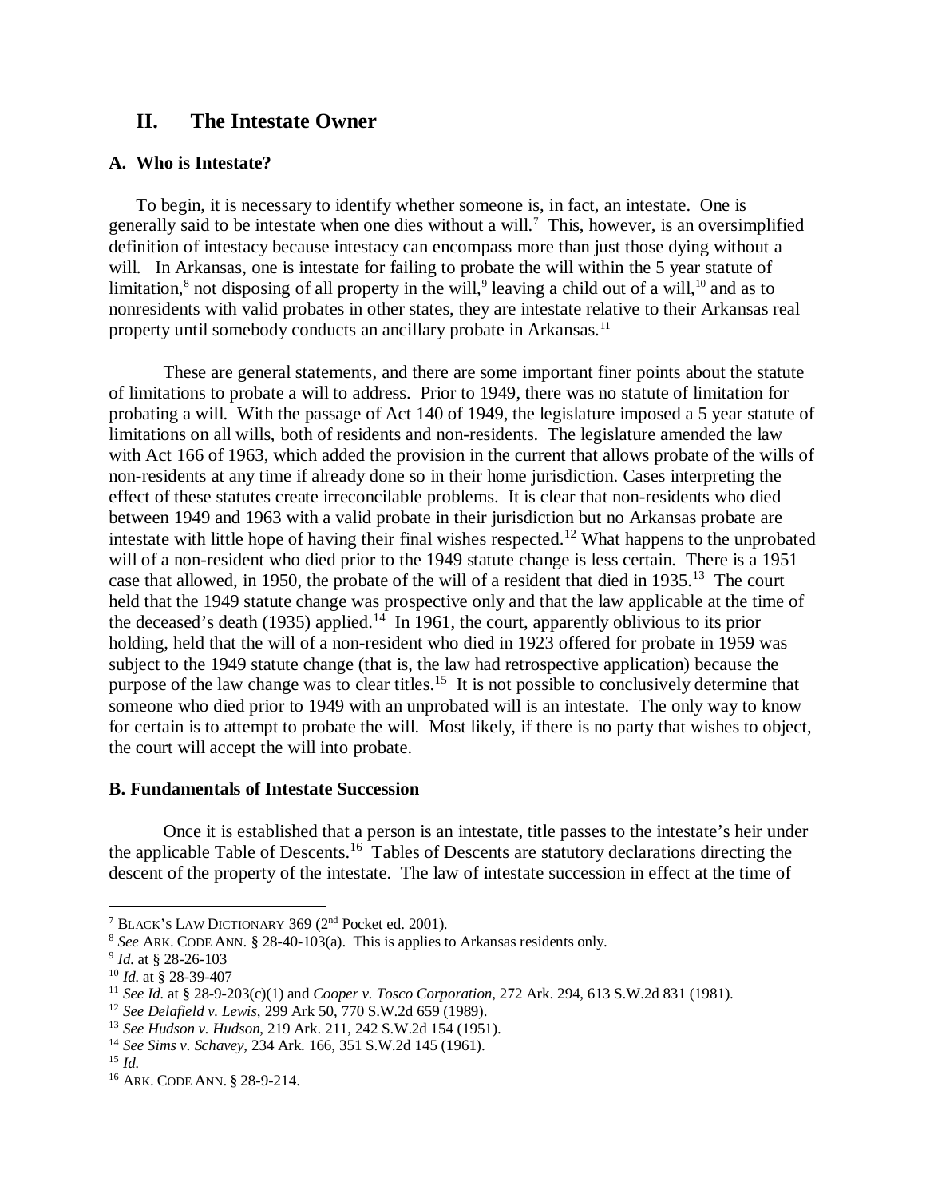## II. The Intestate Owner

### A. Who is Intestate?

To begin, it is necessary to identify whether someone is, in fact, an intestate. One is generally said to be intestate when one dies without a will.[7] This, however, is an oversimplified definition of intestacy because intestacy can encompass more than just those dying without a will. In Arkansas, one is intestate for failing to probate the will within the 5 year statute of limitation,[8] not disposing of all property in the will,[9] leaving a child out of a will,[10] and as to nonresidents with valid probates in other states, they are intestate relative to their Arkansas real property until somebody conducts an ancillary probate in Arkansas.[11]

These are general statements, and there are some important finer points about the statute of limitations to probate a will to address. Prior to 1949, there was no statute of limitation for probating a will. With the passage of Act 140 of 1949, the legislature imposed a 5 year statute of limitations on all wills, both of residents and non-residents. The legislature amended the law with Act 166 of 1963, which added the provision in the current that allows probate of the wills of non-residents at any time if already done so in their home jurisdiction. Cases interpreting the effect of these statutes create irreconcilable problems. It is clear that non-residents who died between 1949 and 1963 with a valid probate in their jurisdiction but no Arkansas probate are intestate with little hope of having their final wishes respected.[12] What happens to the unprobated will of a non-resident who died prior to the 1949 statute change is less certain. There is a 1951 case that allowed, in 1950, the probate of the will of a resident that died in 1935.[13] The court held that the 1949 statute change was prospective only and that the law applicable at the time of the deceased's death (1935) applied.[14] In 1961, the court, apparently oblivious to its prior holding, held that the will of a non-resident who died in 1923 offered for probate in 1959 was subject to the 1949 statute change (that is, the law had retrospective application) because the purpose of the law change was to clear titles.[15] It is not possible to conclusively determine that someone who died prior to 1949 with an unprobated will is an intestate. The only way to know for certain is to attempt to probate the will. Most likely, if there is no party that wishes to object, the court will accept the will into probate.

### B. Fundamentals of Intestate Succession

Once it is established that a person is an intestate, title passes to the intestate's heir under the applicable Table of Descents.[16] Tables of Descents are statutory declarations directing the descent of the property of the intestate. The law of intestate succession in effect at the time of

---

[7] BLACK'S LAW DICTIONARY 369 (2nd Pocket ed. 2001).

[8] *See* ARK. CODE ANN. § 28-40-103(a). This is applies to Arkansas residents only.

[9] *Id.* at § 28-26-103

[10] *Id.* at § 28-39-407

[11] *See Id.* at § 28-9-203(c)(1) and *Cooper v. Tosco Corporation*, 272 Ark. 294, 613 S.W.2d 831 (1981).

[12] *See Delafield v. Lewis*, 299 Ark 50, 770 S.W.2d 659 (1989).

[13] *See Hudson v. Hudson*, 219 Ark. 211, 242 S.W.2d 154 (1951).

[14] *See Sims v. Schavey*, 234 Ark. 166, 351 S.W.2d 145 (1961).

[15] *Id.*

[16] ARK. CODE ANN. § 28-9-214.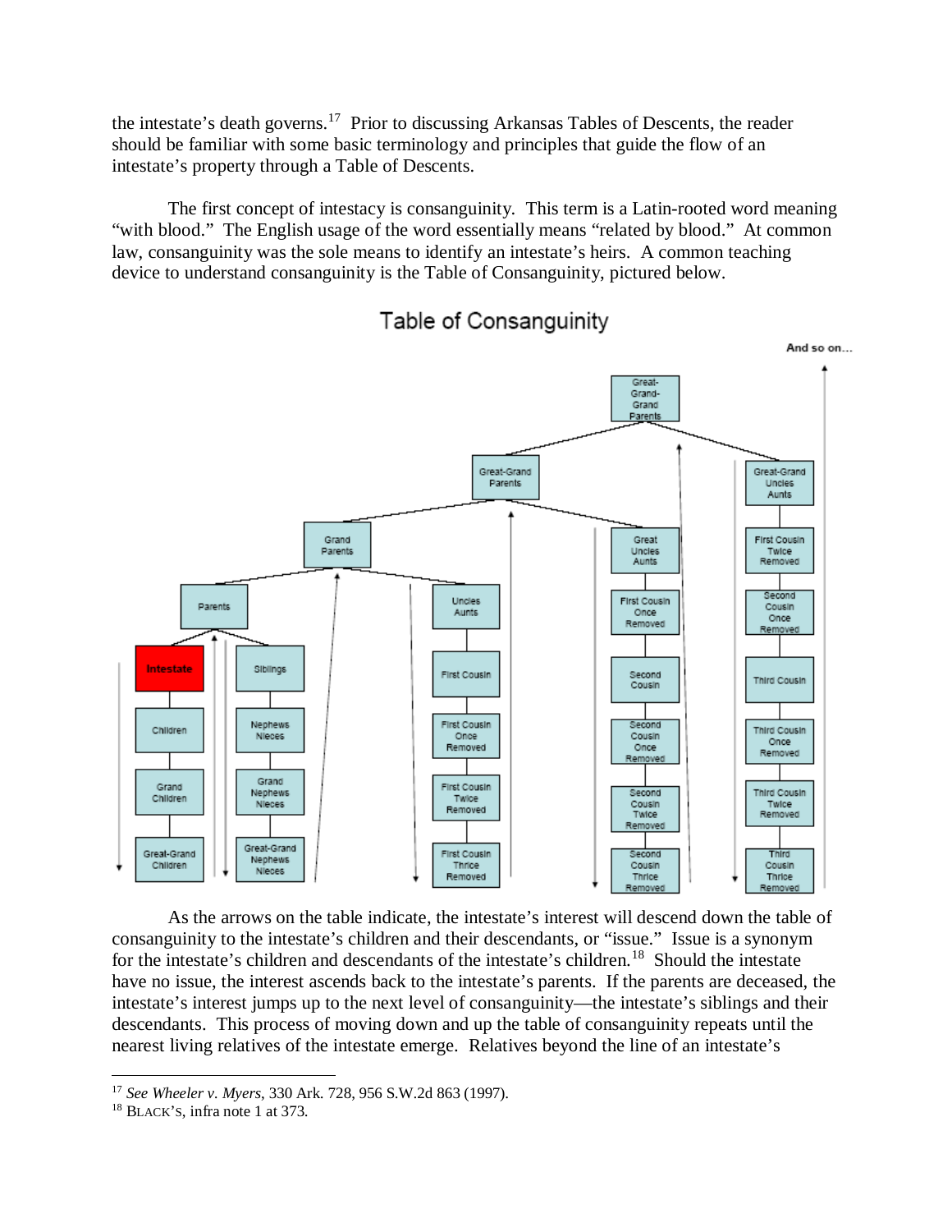the intestate's death governs.[17] Prior to discussing Arkansas Tables of Descents, the reader should be familiar with some basic terminology and principles that guide the flow of an intestate's property through a Table of Descents.

The first concept of intestacy is consanguinity. This term is a Latin-rooted word meaning "with blood." The English usage of the word essentially means "related by blood." At common law, consanguinity was the sole means to identify an intestate's heirs. A common teaching device to understand consanguinity is the Table of Consanguinity, pictured below.

**Table of Consanguinity**

As the arrows on the table indicate, the intestate's interest will descend down the table of consanguinity to the intestate's children and their descendants, or "issue." Issue is a synonym for the intestate's children and descendants of the intestate's children.[18] Should the intestate have no issue, the interest ascends back to the intestate's parents. If the parents are deceased, the intestate's interest jumps up to the next level of consanguinity—the intestate's siblings and their descendants. This process of moving down and up the table of consanguinity repeats until the nearest living relatives of the intestate emerge. Relatives beyond the line of an intestate's

---

[17] *See Wheeler v. Myers*, 330 Ark. 728, 956 S.W.2d 863 (1997).

[18] BLACK'S, infra note 1 at 373.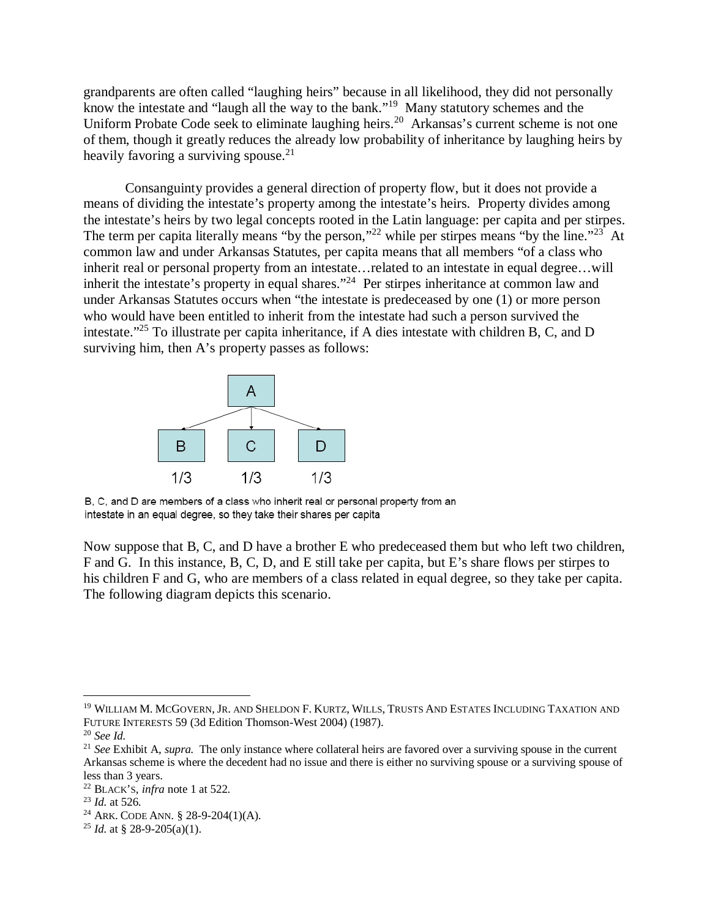grandparents are often called "laughing heirs" because in all likelihood, they did not personally know the intestate and "laugh all the way to the bank."[19] Many statutory schemes and the Uniform Probate Code seek to eliminate laughing heirs.[20] Arkansas's current scheme is not one of them, though it greatly reduces the already low probability of inheritance by laughing heirs by heavily favoring a surviving spouse.[21]

Consanguinity provides a general direction of property flow, but it does not provide a means of dividing the intestate's property among the intestate's heirs. Property divides among the intestate's heirs by two legal concepts rooted in the Latin language: per capita and per stirpes. The term per capita literally means "by the person,"[22] while per stirpes means "by the line."[23] At common law and under Arkansas Statutes, per capita means that all members "of a class who inherit real or personal property from an intestate…related to an intestate in equal degree…will inherit the intestate's property in equal shares."[24] Per stirpes inheritance at common law and under Arkansas Statutes occurs when "the intestate is predeceased by one (1) or more person who would have been entitled to inherit from the intestate had such a person survived the intestate."[25] To illustrate per capita inheritance, if A dies intestate with children B, C, and D surviving him, then A's property passes as follows:

A

B 1/3 | C 1/3 | D 1/3

B, C, and D are members of a class who inherit real or personal property from an intestate in an equal degree, so they take their shares per capita

Now suppose that B, C, and D have a brother E who predeceased them but who left two children, F and G. In this instance, B, C, D, and E still take per capita, but E's share flows per stirpes to his children F and G, who are members of a class related in equal degree, so they take per capita. The following diagram depicts this scenario.

---

[19] WILLIAM M. MCGOVERN, JR. AND SHELDON F. KURTZ, WILLS, TRUSTS AND ESTATES INCLUDING TAXATION AND FUTURE INTERESTS 59 (3d Edition Thomson-West 2004) (1987).

[20] *See Id.*

[21] *See* Exhibit A, *supra.* The only instance where collateral heirs are favored over a surviving spouse in the current Arkansas scheme is where the decedent had no issue and there is either no surviving spouse or a surviving spouse of less than 3 years.

[22] BLACK'S, *infra* note 1 at 522.

[23] *Id.* at 526.

[24] ARK. CODE ANN. § 28-9-204(1)(A).

[25] *Id.* at § 28-9-205(a)(1).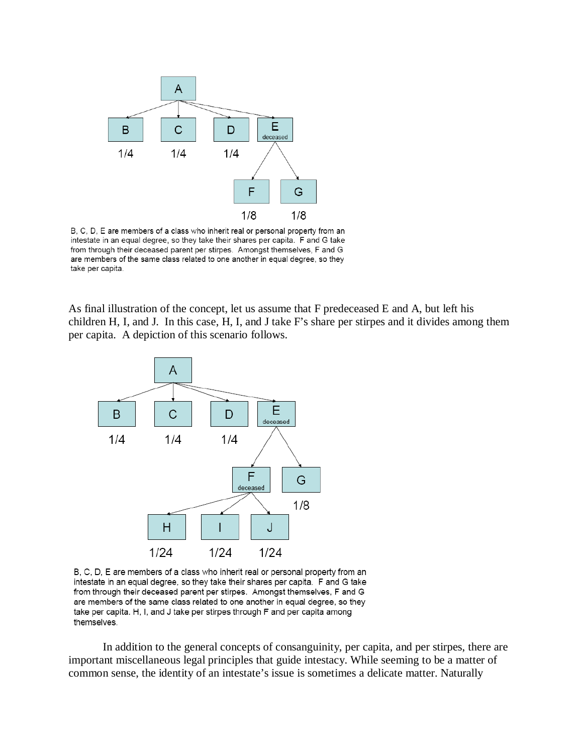B, C, D, E are members of a class who inherit real or personal property from an intestate in an equal degree, so they take their shares per capita. F and G take from through their deceased parent per stirpes. Amongst themselves, F and G are members of the same class related to one another in equal degree, so they take per capita.

As final illustration of the concept, let us assume that F predeceased E and A, but left his children H, I, and J. In this case, H, I, and J take F's share per stirpes and it divides among them per capita. A depiction of this scenario follows.

B, C, D, E are members of a class who inherit real or personal property from an intestate in an equal degree, so they take their shares per capita. F and G take from through their deceased parent per stirpes. Amongst themselves, F and G are members of the same class related to one another in equal degree, so they take per capita. H, I, and J take per stirpes through F and per capita among themselves.

In addition to the general concepts of consanguinity, per capita, and per stirpes, there are important miscellaneous legal principles that guide intestacy. While seeming to be a matter of common sense, the identity of an intestate's issue is sometimes a delicate matter. Naturally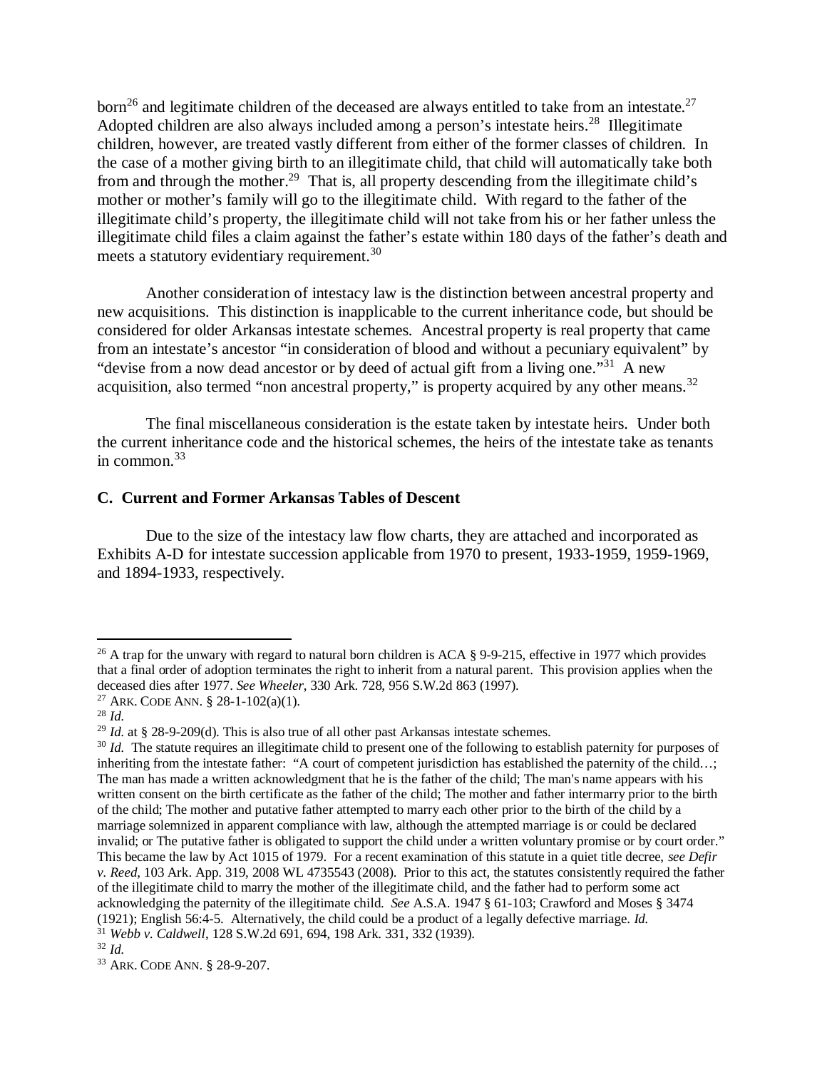born[26] and legitimate children of the deceased are always entitled to take from an intestate.[27] Adopted children are also always included among a person's intestate heirs.[28] Illegitimate children, however, are treated vastly different from either of the former classes of children. In the case of a mother giving birth to an illegitimate child, that child will automatically take both from and through the mother.[29] That is, all property descending from the illegitimate child's mother or mother's family will go to the illegitimate child. With regard to the father of the illegitimate child's property, the illegitimate child will not take from his or her father unless the illegitimate child files a claim against the father's estate within 180 days of the father's death and meets a statutory evidentiary requirement.[30]

Another consideration of intestacy law is the distinction between ancestral property and new acquisitions. This distinction is inapplicable to the current inheritance code, but should be considered for older Arkansas intestate schemes. Ancestral property is real property that came from an intestate's ancestor "in consideration of blood and without a pecuniary equivalent" by "devise from a now dead ancestor or by deed of actual gift from a living one."[31] A new acquisition, also termed "non ancestral property," is property acquired by any other means.[32]

The final miscellaneous consideration is the estate taken by intestate heirs. Under both the current inheritance code and the historical schemes, the heirs of the intestate take as tenants in common.[33]

### C. Current and Former Arkansas Tables of Descent

Due to the size of the intestacy law flow charts, they are attached and incorporated as Exhibits A-D for intestate succession applicable from 1970 to present, 1933-1959, 1959-1969, and 1894-1933, respectively.

---

[26] A trap for the unwary with regard to natural born children is ACA § 9-9-215, effective in 1977 which provides that a final order of adoption terminates the right to inherit from a natural parent. This provision applies when the deceased dies after 1977. *See Wheeler*, 330 Ark. 728, 956 S.W.2d 863 (1997).

[27] ARK. CODE ANN. § 28-1-102(a)(1).

[28] *Id.*

[29] *Id.* at § 28-9-209(d). This is also true of all other past Arkansas intestate schemes.

[30] *Id.* The statute requires an illegitimate child to present one of the following to establish paternity for purposes of inheriting from the intestate father: "A court of competent jurisdiction has established the paternity of the child…; The man has made a written acknowledgment that he is the father of the child; The man's name appears with his written consent on the birth certificate as the father of the child; The mother and father intermarry prior to the birth of the child; The mother and putative father attempted to marry each other prior to the birth of the child by a marriage solemnized in apparent compliance with law, although the attempted marriage is or could be declared invalid; or The putative father is obligated to support the child under a written voluntary promise or by court order." This became the law by Act 1015 of 1979. For a recent examination of this statute in a quiet title decree, *see Defir v. Reed*, 103 Ark. App. 319, 2008 WL 4735543 (2008). Prior to this act, the statutes consistently required the father of the illegitimate child to marry the mother of the illegitimate child, and the father had to perform some act acknowledging the paternity of the illegitimate child. *See* A.S.A. 1947 § 61-103; Crawford and Moses § 3474 (1921); English 56:4-5. Alternatively, the child could be a product of a legally defective marriage. *Id.*

[31] *Webb v. Caldwell*, 128 S.W.2d 691, 694, 198 Ark. 331, 332 (1939).

[32] *Id.*

[33] ARK. CODE ANN. § 28-9-207.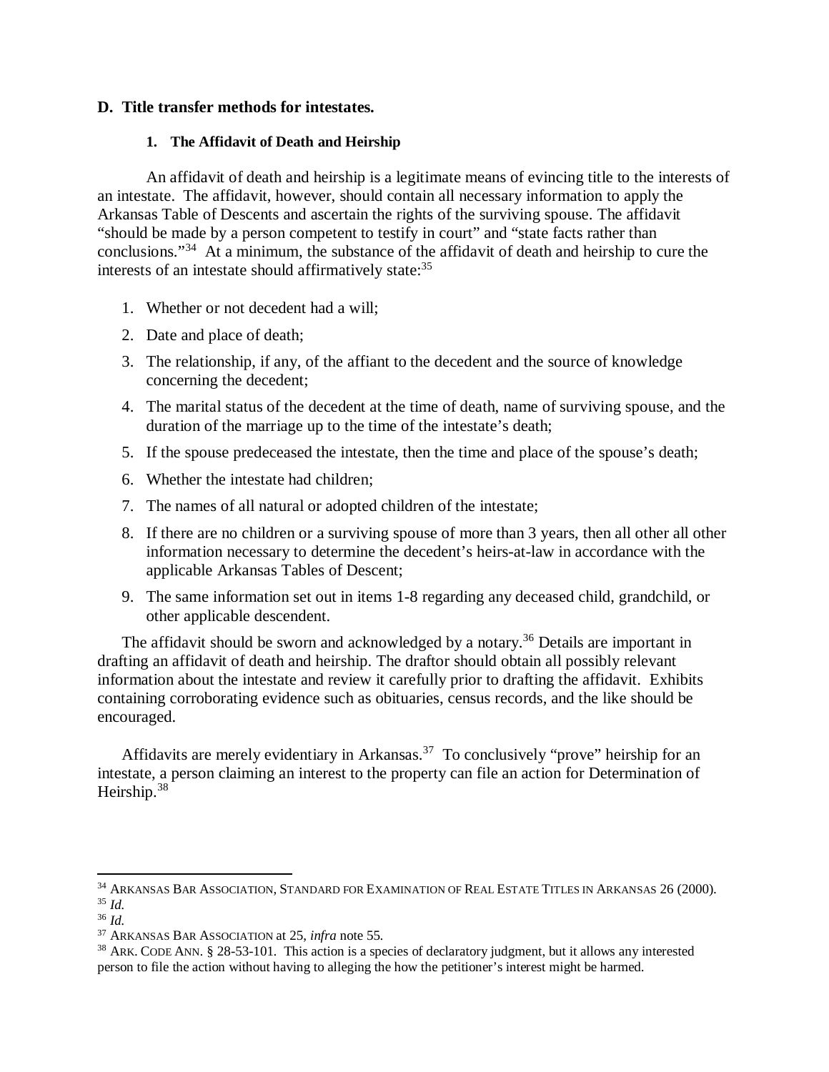## D. Title transfer methods for intestates.

### 1. The Affidavit of Death and Heirship

An affidavit of death and heirship is a legitimate means of evincing title to the interests of an intestate. The affidavit, however, should contain all necessary information to apply the Arkansas Table of Descents and ascertain the rights of the surviving spouse. The affidavit "should be made by a person competent to testify in court" and "state facts rather than conclusions."[34] At a minimum, the substance of the affidavit of death and heirship to cure the interests of an intestate should affirmatively state:[35]

1. Whether or not decedent had a will;
2. Date and place of death;
3. The relationship, if any, of the affiant to the decedent and the source of knowledge concerning the decedent;
4. The marital status of the decedent at the time of death, name of surviving spouse, and the duration of the marriage up to the time of the intestate's death;
5. If the spouse predeceased the intestate, then the time and place of the spouse's death;
6. Whether the intestate had children;
7. The names of all natural or adopted children of the intestate;
8. If there are no children or a surviving spouse of more than 3 years, then all other all other information necessary to determine the decedent's heirs-at-law in accordance with the applicable Arkansas Tables of Descent;
9. The same information set out in items 1-8 regarding any deceased child, grandchild, or other applicable descendent.

The affidavit should be sworn and acknowledged by a notary.[36] Details are important in drafting an affidavit of death and heirship. The draftor should obtain all possibly relevant information about the intestate and review it carefully prior to drafting the affidavit. Exhibits containing corroborating evidence such as obituaries, census records, and the like should be encouraged.

Affidavits are merely evidentiary in Arkansas.[37] To conclusively "prove" heirship for an intestate, a person claiming an interest to the property can file an action for Determination of Heirship.[38]

---

[34] ARKANSAS BAR ASSOCIATION, STANDARD FOR EXAMINATION OF REAL ESTATE TITLES IN ARKANSAS 26 (2000).
[35] *Id.*
[36] *Id.*
[37] ARKANSAS BAR ASSOCIATION at 25, *infra* note 55.
[38] ARK. CODE ANN. § 28-53-101. This action is a species of declaratory judgment, but it allows any interested person to file the action without having to alleging the how the petitioner's interest might be harmed.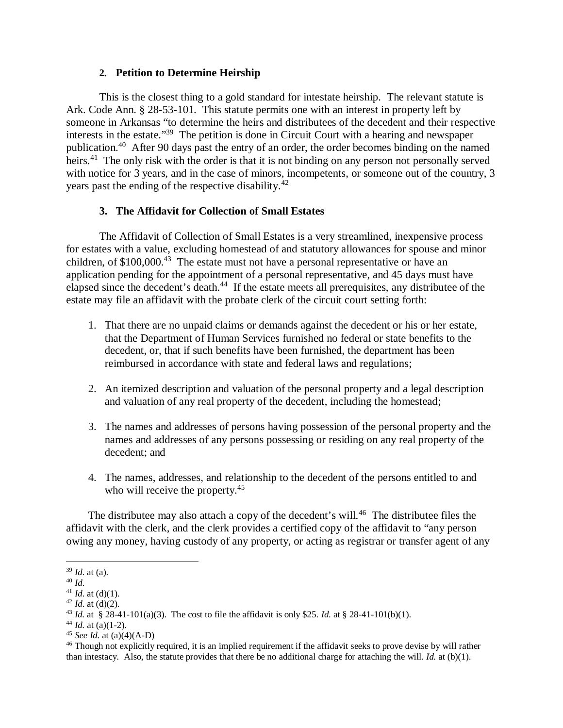### 2. Petition to Determine Heirship

This is the closest thing to a gold standard for intestate heirship. The relevant statute is Ark. Code Ann. § 28-53-101. This statute permits one with an interest in property left by someone in Arkansas "to determine the heirs and distributees of the decedent and their respective interests in the estate."[39] The petition is done in Circuit Court with a hearing and newspaper publication.[40] After 90 days past the entry of an order, the order becomes binding on the named heirs.[41] The only risk with the order is that it is not binding on any person not personally served with notice for 3 years, and in the case of minors, incompetents, or someone out of the country, 3 years past the ending of the respective disability.[42]

### 3. The Affidavit for Collection of Small Estates

The Affidavit of Collection of Small Estates is a very streamlined, inexpensive process for estates with a value, excluding homestead of and statutory allowances for spouse and minor children, of $100,000.[43] The estate must not have a personal representative or have an application pending for the appointment of a personal representative, and 45 days must have elapsed since the decedent's death.[44] If the estate meets all prerequisites, any distributee of the estate may file an affidavit with the probate clerk of the circuit court setting forth:

1. That there are no unpaid claims or demands against the decedent or his or her estate, that the Department of Human Services furnished no federal or state benefits to the decedent, or, that if such benefits have been furnished, the department has been reimbursed in accordance with state and federal laws and regulations;

2. An itemized description and valuation of the personal property and a legal description and valuation of any real property of the decedent, including the homestead;

3. The names and addresses of persons having possession of the personal property and the names and addresses of any persons possessing or residing on any real property of the decedent; and

4. The names, addresses, and relationship to the decedent of the persons entitled to and who will receive the property.[45]

The distributee may also attach a copy of the decedent's will.[46] The distributee files the affidavit with the clerk, and the clerk provides a certified copy of the affidavit to "any person owing any money, having custody of any property, or acting as registrar or transfer agent of any

---

[39] *Id.* at (a).
[40] *Id.*
[41] *Id.* at (d)(1).
[42] *Id.* at (d)(2).
[43] *Id.* at § 28-41-101(a)(3). The cost to file the affidavit is only $25. *Id.* at § 28-41-101(b)(1).
[44] *Id.* at (a)(1-2).
[45] *See Id.* at (a)(4)(A-D)
[46] Though not explicitly required, it is an implied requirement if the affidavit seeks to prove devise by will rather than intestacy. Also, the statute provides that there be no additional charge for attaching the will. *Id.* at (b)(1).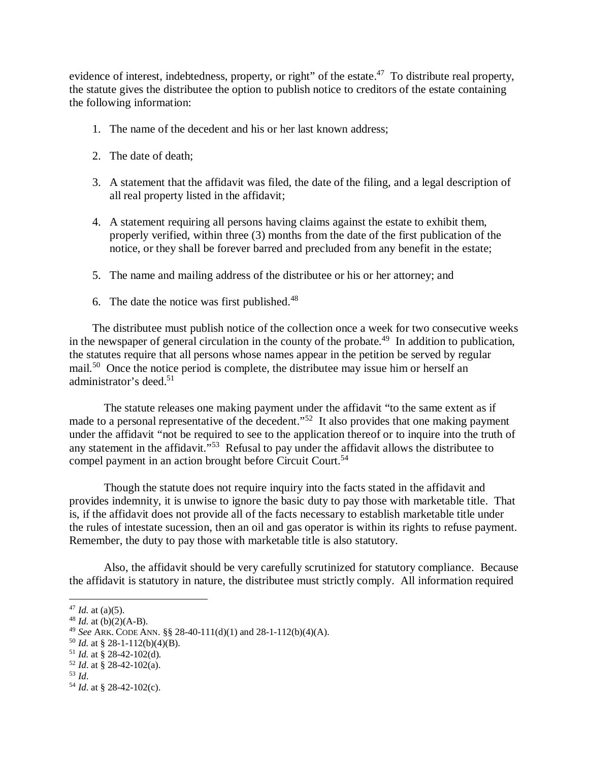evidence of interest, indebtedness, property, or right" of the estate.[47] To distribute real property, the statute gives the distributee the option to publish notice to creditors of the estate containing the following information:

1. The name of the decedent and his or her last known address;
2. The date of death;
3. A statement that the affidavit was filed, the date of the filing, and a legal description of all real property listed in the affidavit;
4. A statement requiring all persons having claims against the estate to exhibit them, properly verified, within three (3) months from the date of the first publication of the notice, or they shall be forever barred and precluded from any benefit in the estate;
5. The name and mailing address of the distributee or his or her attorney; and
6. The date the notice was first published.[48]

The distributee must publish notice of the collection once a week for two consecutive weeks in the newspaper of general circulation in the county of the probate.[49] In addition to publication, the statutes require that all persons whose names appear in the petition be served by regular mail.[50] Once the notice period is complete, the distributee may issue him or herself an administrator's deed.[51]

The statute releases one making payment under the affidavit "to the same extent as if made to a personal representative of the decedent."[52] It also provides that one making payment under the affidavit "not be required to see to the application thereof or to inquire into the truth of any statement in the affidavit."[53] Refusal to pay under the affidavit allows the distributee to compel payment in an action brought before Circuit Court.[54]

Though the statute does not require inquiry into the facts stated in the affidavit and provides indemnity, it is unwise to ignore the basic duty to pay those with marketable title. That is, if the affidavit does not provide all of the facts necessary to establish marketable title under the rules of intestate sucession, then an oil and gas operator is within its rights to refuse payment. Remember, the duty to pay those with marketable title is also statutory.

Also, the affidavit should be very carefully scrutinized for statutory compliance. Because the affidavit is statutory in nature, the distributee must strictly comply. All information required

---

[47] *Id.* at (a)(5).
[48] *Id.* at (b)(2)(A-B).
[49] *See* ARK. CODE ANN. §§ 28-40-111(d)(1) and 28-1-112(b)(4)(A).
[50] *Id.* at § 28-1-112(b)(4)(B).
[51] *Id.* at § 28-42-102(d).
[52] *Id*. at § 28-42-102(a).
[53] *Id*.
[54] *Id*. at § 28-42-102(c).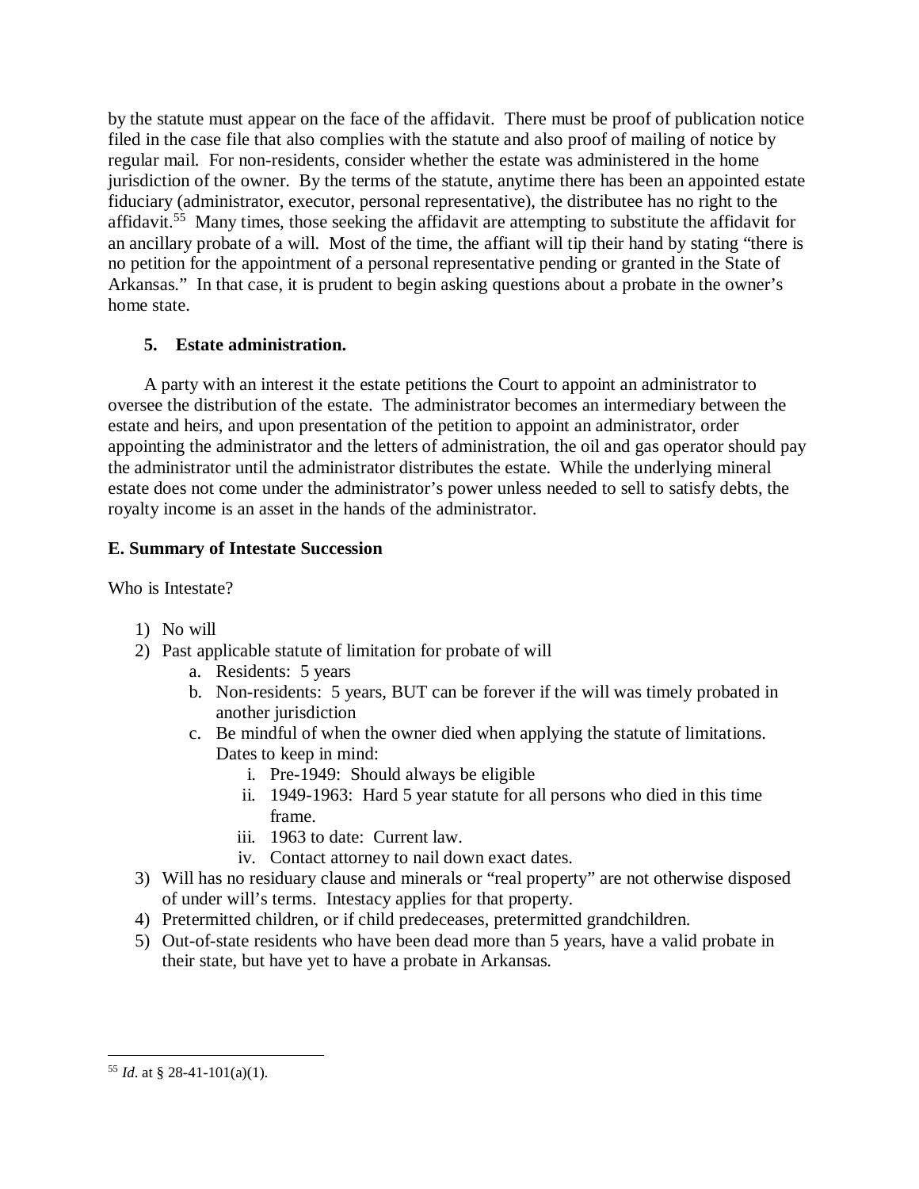by the statute must appear on the face of the affidavit. There must be proof of publication notice filed in the case file that also complies with the statute and also proof of mailing of notice by regular mail. For non-residents, consider whether the estate was administered in the home jurisdiction of the owner. By the terms of the statute, anytime there has been an appointed estate fiduciary (administrator, executor, personal representative), the distributee has no right to the affidavit.[55] Many times, those seeking the affidavit are attempting to substitute the affidavit for an ancillary probate of a will. Most of the time, the affiant will tip their hand by stating "there is no petition for the appointment of a personal representative pending or granted in the State of Arkansas." In that case, it is prudent to begin asking questions about a probate in the owner's home state.

### 5. Estate administration.

A party with an interest it the estate petitions the Court to appoint an administrator to oversee the distribution of the estate. The administrator becomes an intermediary between the estate and heirs, and upon presentation of the petition to appoint an administrator, order appointing the administrator and the letters of administration, the oil and gas operator should pay the administrator until the administrator distributes the estate. While the underlying mineral estate does not come under the administrator's power unless needed to sell to satisfy debts, the royalty income is an asset in the hands of the administrator.

## E. Summary of Intestate Succession

Who is Intestate?

1) No will
2) Past applicable statute of limitation for probate of will
   a. Residents: 5 years
   b. Non-residents: 5 years, BUT can be forever if the will was timely probated in another jurisdiction
   c. Be mindful of when the owner died when applying the statute of limitations. Dates to keep in mind:
      i. Pre-1949: Should always be eligible
      ii. 1949-1963: Hard 5 year statute for all persons who died in this time frame.
      iii. 1963 to date: Current law.
      iv. Contact attorney to nail down exact dates.
3) Will has no residuary clause and minerals or "real property" are not otherwise disposed of under will's terms. Intestacy applies for that property.
4) Pretermitted children, or if child predeceases, pretermitted grandchildren.
5) Out-of-state residents who have been dead more than 5 years, have a valid probate in their state, but have yet to have a probate in Arkansas.

---

[55] *Id*. at § 28-41-101(a)(1).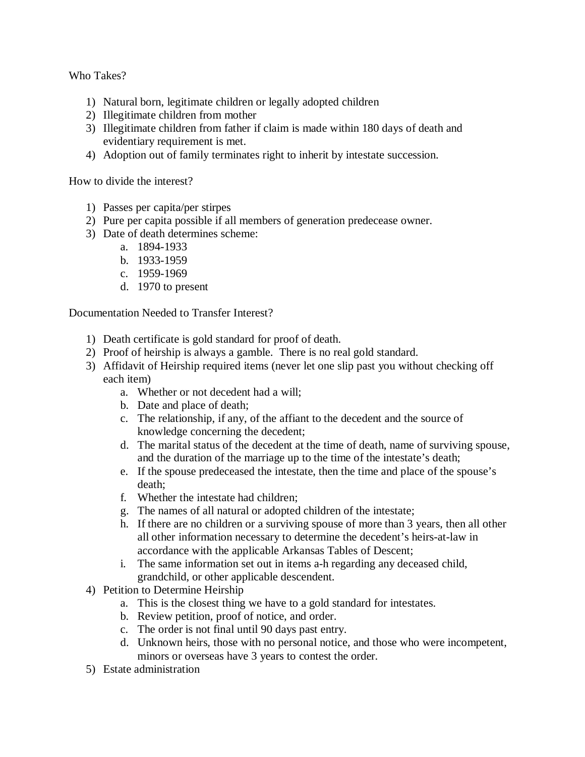Who Takes?

1) Natural born, legitimate children or legally adopted children
2) Illegitimate children from mother
3) Illegitimate children from father if claim is made within 180 days of death and evidentiary requirement is met.
4) Adoption out of family terminates right to inherit by intestate succession.

How to divide the interest?

1) Passes per capita/per stirpes
2) Pure per capita possible if all members of generation predecease owner.
3) Date of death determines scheme:
   a. 1894-1933
   b. 1933-1959
   c. 1959-1969
   d. 1970 to present

Documentation Needed to Transfer Interest?

1) Death certificate is gold standard for proof of death.
2) Proof of heirship is always a gamble. There is no real gold standard.
3) Affidavit of Heirship required items (never let one slip past you without checking off each item)
   a. Whether or not decedent had a will;
   b. Date and place of death;
   c. The relationship, if any, of the affiant to the decedent and the source of knowledge concerning the decedent;
   d. The marital status of the decedent at the time of death, name of surviving spouse, and the duration of the marriage up to the time of the intestate's death;
   e. If the spouse predeceased the intestate, then the time and place of the spouse's death;
   f. Whether the intestate had children;
   g. The names of all natural or adopted children of the intestate;
   h. If there are no children or a surviving spouse of more than 3 years, then all other all other information necessary to determine the decedent's heirs-at-law in accordance with the applicable Arkansas Tables of Descent;
   i. The same information set out in items a-h regarding any deceased child, grandchild, or other applicable descendent.
4) Petition to Determine Heirship
   a. This is the closest thing we have to a gold standard for intestates.
   b. Review petition, proof of notice, and order.
   c. The order is not final until 90 days past entry.
   d. Unknown heirs, those with no personal notice, and those who were incompetent, minors or overseas have 3 years to contest the order.
5) Estate administration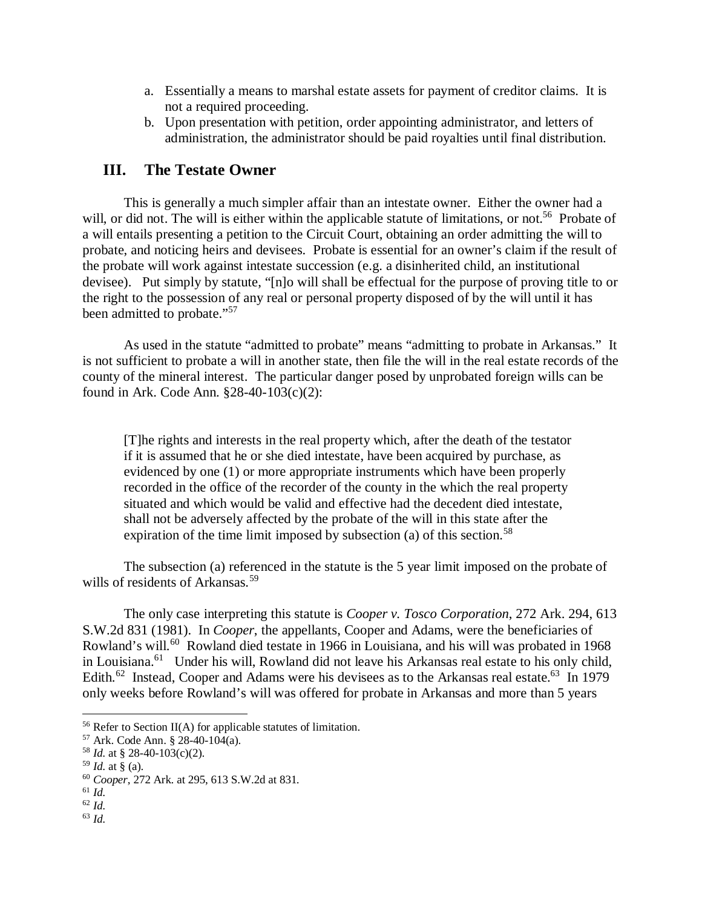a. Essentially a means to marshal estate assets for payment of creditor claims. It is not a required proceeding.
b. Upon presentation with petition, order appointing administrator, and letters of administration, the administrator should be paid royalties until final distribution.

## III. The Testate Owner

This is generally a much simpler affair than an intestate owner. Either the owner had a will, or did not. The will is either within the applicable statute of limitations, or not.[56] Probate of a will entails presenting a petition to the Circuit Court, obtaining an order admitting the will to probate, and noticing heirs and devisees. Probate is essential for an owner's claim if the result of the probate will work against intestate succession (e.g. a disinherited child, an institutional devisee). Put simply by statute, "[n]o will shall be effectual for the purpose of proving title to or the right to the possession of any real or personal property disposed of by the will until it has been admitted to probate."[57]

As used in the statute "admitted to probate" means "admitting to probate in Arkansas." It is not sufficient to probate a will in another state, then file the will in the real estate records of the county of the mineral interest. The particular danger posed by unprobated foreign wills can be found in Ark. Code Ann. §28-40-103(c)(2):

> [T]he rights and interests in the real property which, after the death of the testator if it is assumed that he or she died intestate, have been acquired by purchase, as evidenced by one (1) or more appropriate instruments which have been properly recorded in the office of the recorder of the county in the which the real property situated and which would be valid and effective had the decedent died intestate, shall not be adversely affected by the probate of the will in this state after the expiration of the time limit imposed by subsection (a) of this section.[58]

The subsection (a) referenced in the statute is the 5 year limit imposed on the probate of wills of residents of Arkansas.[59]

The only case interpreting this statute is *Cooper v. Tosco Corporation*, 272 Ark. 294, 613 S.W.2d 831 (1981). In *Cooper*, the appellants, Cooper and Adams, were the beneficiaries of Rowland's will.[60] Rowland died testate in 1966 in Louisiana, and his will was probated in 1968 in Louisiana.[61] Under his will, Rowland did not leave his Arkansas real estate to his only child, Edith.[62] Instead, Cooper and Adams were his devisees as to the Arkansas real estate.[63] In 1979 only weeks before Rowland's will was offered for probate in Arkansas and more than 5 years

---

[56] Refer to Section II(A) for applicable statutes of limitation.
[57] Ark. Code Ann. § 28-40-104(a).
[58] *Id.* at § 28-40-103(c)(2).
[59] *Id.* at § (a).
[60] *Cooper*, 272 Ark. at 295, 613 S.W.2d at 831.
[61] *Id.*
[62] *Id.*
[63] *Id.*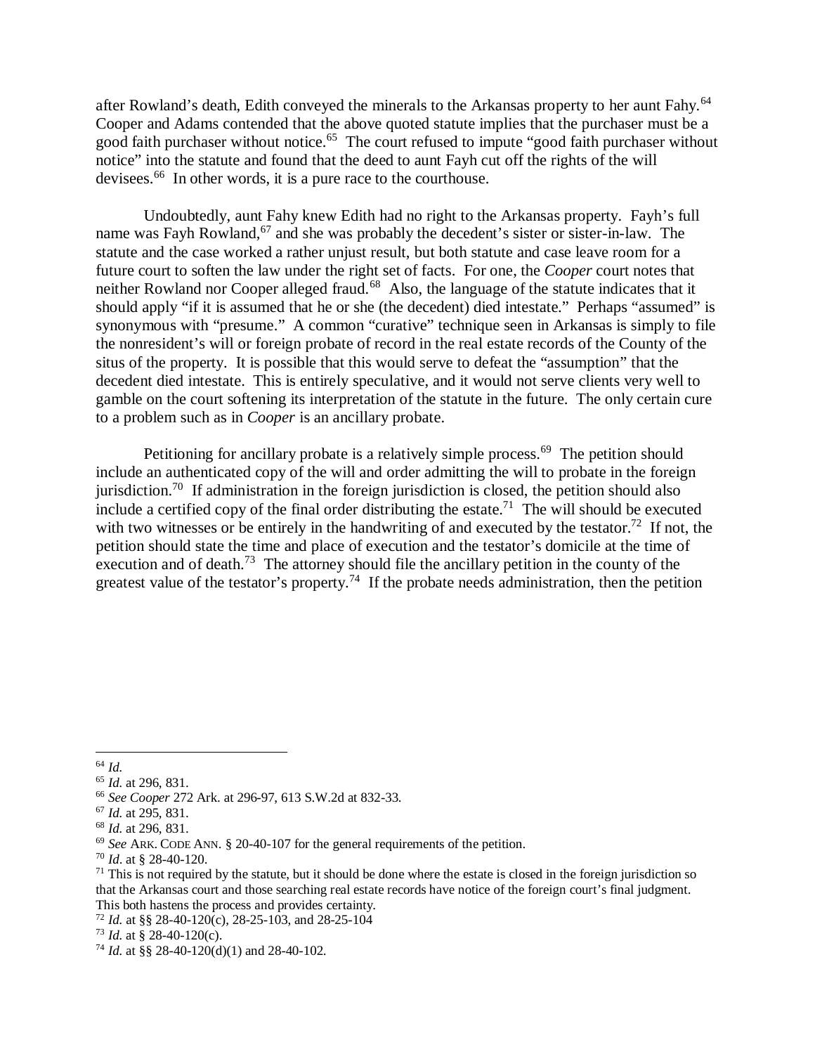after Rowland's death, Edith conveyed the minerals to the Arkansas property to her aunt Fahy.[64] Cooper and Adams contended that the above quoted statute implies that the purchaser must be a good faith purchaser without notice.[65] The court refused to impute "good faith purchaser without notice" into the statute and found that the deed to aunt Fayh cut off the rights of the will devisees.[66] In other words, it is a pure race to the courthouse.

Undoubtedly, aunt Fahy knew Edith had no right to the Arkansas property. Fayh's full name was Fayh Rowland,[67] and she was probably the decedent's sister or sister-in-law. The statute and the case worked a rather unjust result, but both statute and case leave room for a future court to soften the law under the right set of facts. For one, the *Cooper* court notes that neither Rowland nor Cooper alleged fraud.[68] Also, the language of the statute indicates that it should apply "if it is assumed that he or she (the decedent) died intestate." Perhaps "assumed" is synonymous with "presume." A common "curative" technique seen in Arkansas is simply to file the nonresident's will or foreign probate of record in the real estate records of the County of the situs of the property. It is possible that this would serve to defeat the "assumption" that the decedent died intestate. This is entirely speculative, and it would not serve clients very well to gamble on the court softening its interpretation of the statute in the future. The only certain cure to a problem such as in *Cooper* is an ancillary probate.

Petitioning for ancillary probate is a relatively simple process.[69] The petition should include an authenticated copy of the will and order admitting the will to probate in the foreign jurisdiction.[70] If administration in the foreign jurisdiction is closed, the petition should also include a certified copy of the final order distributing the estate.[71] The will should be executed with two witnesses or be entirely in the handwriting of and executed by the testator.[72] If not, the petition should state the time and place of execution and the testator's domicile at the time of execution and of death.[73] The attorney should file the ancillary petition in the county of the greatest value of the testator's property.[74] If the probate needs administration, then the petition

---

[64] *Id.*

[65] *Id.* at 296, 831.

[66] *See Cooper* 272 Ark. at 296-97, 613 S.W.2d at 832-33.

[67] *Id.* at 295, 831.

[68] *Id.* at 296, 831.

[69] *See* ARK. CODE ANN. § 20-40-107 for the general requirements of the petition.

[70] *Id*. at § 28-40-120.

[71] This is not required by the statute, but it should be done where the estate is closed in the foreign jurisdiction so that the Arkansas court and those searching real estate records have notice of the foreign court's final judgment. This both hastens the process and provides certainty.

[72] *Id.* at §§ 28-40-120(c), 28-25-103, and 28-25-104

[73] *Id.* at § 28-40-120(c).

[74] *Id.* at §§ 28-40-120(d)(1) and 28-40-102.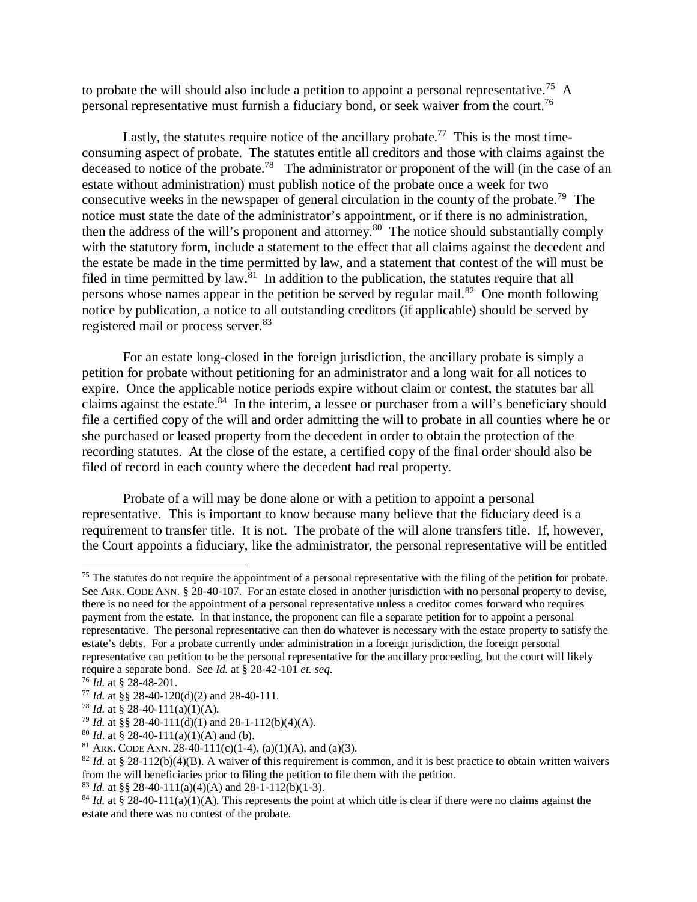to probate the will should also include a petition to appoint a personal representative.[75] A personal representative must furnish a fiduciary bond, or seek waiver from the court.[76]

Lastly, the statutes require notice of the ancillary probate.[77] This is the most time-consuming aspect of probate. The statutes entitle all creditors and those with claims against the deceased to notice of the probate.[78] The administrator or proponent of the will (in the case of an estate without administration) must publish notice of the probate once a week for two consecutive weeks in the newspaper of general circulation in the county of the probate.[79] The notice must state the date of the administrator's appointment, or if there is no administration, then the address of the will's proponent and attorney.[80] The notice should substantially comply with the statutory form, include a statement to the effect that all claims against the decedent and the estate be made in the time permitted by law, and a statement that contest of the will must be filed in time permitted by law.[81] In addition to the publication, the statutes require that all persons whose names appear in the petition be served by regular mail.[82] One month following notice by publication, a notice to all outstanding creditors (if applicable) should be served by registered mail or process server.[83]

For an estate long-closed in the foreign jurisdiction, the ancillary probate is simply a petition for probate without petitioning for an administrator and a long wait for all notices to expire. Once the applicable notice periods expire without claim or contest, the statutes bar all claims against the estate.[84] In the interim, a lessee or purchaser from a will's beneficiary should file a certified copy of the will and order admitting the will to probate in all counties where he or she purchased or leased property from the decedent in order to obtain the protection of the recording statutes. At the close of the estate, a certified copy of the final order should also be filed of record in each county where the decedent had real property.

Probate of a will may be done alone or with a petition to appoint a personal representative. This is important to know because many believe that the fiduciary deed is a requirement to transfer title. It is not. The probate of the will alone transfers title. If, however, the Court appoints a fiduciary, like the administrator, the personal representative will be entitled

---

[75] The statutes do not require the appointment of a personal representative with the filing of the petition for probate. See ARK. CODE ANN. § 28-40-107. For an estate closed in another jurisdiction with no personal property to devise, there is no need for the appointment of a personal representative unless a creditor comes forward who requires payment from the estate. In that instance, the proponent can file a separate petition for to appoint a personal representative. The personal representative can then do whatever is necessary with the estate property to satisfy the estate's debts. For a probate currently under administration in a foreign jurisdiction, the foreign personal representative can petition to be the personal representative for the ancillary proceeding, but the court will likely require a separate bond. See *Id.* at § 28-42-101 *et. seq.*

[76] *Id.* at § 28-48-201.

[77] *Id.* at §§ 28-40-120(d)(2) and 28-40-111.

[78] *Id.* at § 28-40-111(a)(1)(A).

[79] *Id.* at §§ 28-40-111(d)(1) and 28-1-112(b)(4)(A).

[80] *Id.* at § 28-40-111(a)(1)(A) and (b).

[81] ARK. CODE ANN. 28-40-111(c)(1-4), (a)(1)(A), and (a)(3).

[82] *Id.* at § 28-112(b)(4)(B). A waiver of this requirement is common, and it is best practice to obtain written waivers from the will beneficiaries prior to filing the petition to file them with the petition.

[83] *Id.* at §§ 28-40-111(a)(4)(A) and 28-1-112(b)(1-3).

[84] *Id.* at § 28-40-111(a)(1)(A). This represents the point at which title is clear if there were no claims against the estate and there was no contest of the probate.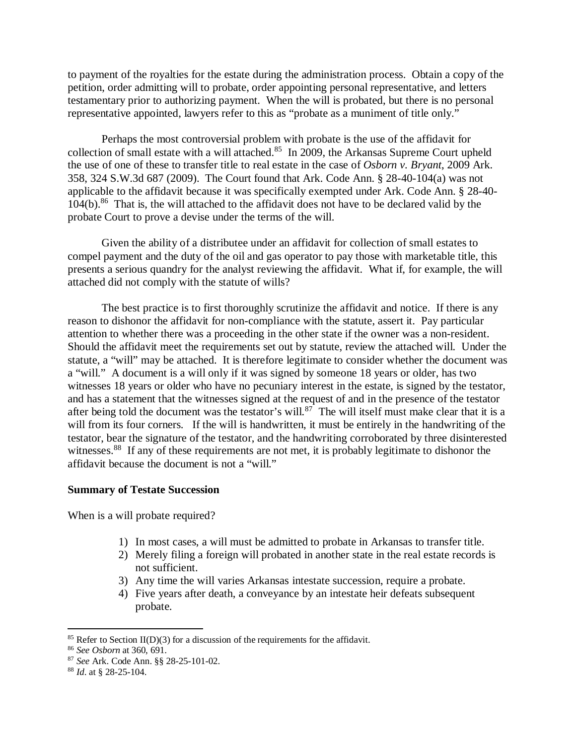to payment of the royalties for the estate during the administration process. Obtain a copy of the petition, order admitting will to probate, order appointing personal representative, and letters testamentary prior to authorizing payment. When the will is probated, but there is no personal representative appointed, lawyers refer to this as "probate as a muniment of title only."

Perhaps the most controversial problem with probate is the use of the affidavit for collection of small estate with a will attached.[85] In 2009, the Arkansas Supreme Court upheld the use of one of these to transfer title to real estate in the case of *Osborn v. Bryant*, 2009 Ark. 358, 324 S.W.3d 687 (2009). The Court found that Ark. Code Ann. § 28-40-104(a) was not applicable to the affidavit because it was specifically exempted under Ark. Code Ann. § 28-40-104(b).[86] That is, the will attached to the affidavit does not have to be declared valid by the probate Court to prove a devise under the terms of the will.

Given the ability of a distributee under an affidavit for collection of small estates to compel payment and the duty of the oil and gas operator to pay those with marketable title, this presents a serious quandry for the analyst reviewing the affidavit. What if, for example, the will attached did not comply with the statute of wills?

The best practice is to first thoroughly scrutinize the affidavit and notice. If there is any reason to dishonor the affidavit for non-compliance with the statute, assert it. Pay particular attention to whether there was a proceeding in the other state if the owner was a non-resident. Should the affidavit meet the requirements set out by statute, review the attached will. Under the statute, a "will" may be attached. It is therefore legitimate to consider whether the document was a "will." A document is a will only if it was signed by someone 18 years or older, has two witnesses 18 years or older who have no pecuniary interest in the estate, is signed by the testator, and has a statement that the witnesses signed at the request of and in the presence of the testator after being told the document was the testator's will.[87] The will itself must make clear that it is a will from its four corners. If the will is handwritten, it must be entirely in the handwriting of the testator, bear the signature of the testator, and the handwriting corroborated by three disinterested witnesses.[88] If any of these requirements are not met, it is probably legitimate to dishonor the affidavit because the document is not a "will."

**Summary of Testate Succession**

When is a will probate required?

1) In most cases, a will must be admitted to probate in Arkansas to transfer title.
2) Merely filing a foreign will probated in another state in the real estate records is not sufficient.
3) Any time the will varies Arkansas intestate succession, require a probate.
4) Five years after death, a conveyance by an intestate heir defeats subsequent probate.

---

[85] Refer to Section II(D)(3) for a discussion of the requirements for the affidavit.

[86] *See Osborn* at 360, 691.

[87] *See* Ark. Code Ann. §§ 28-25-101-02.

[88] *Id*. at § 28-25-104.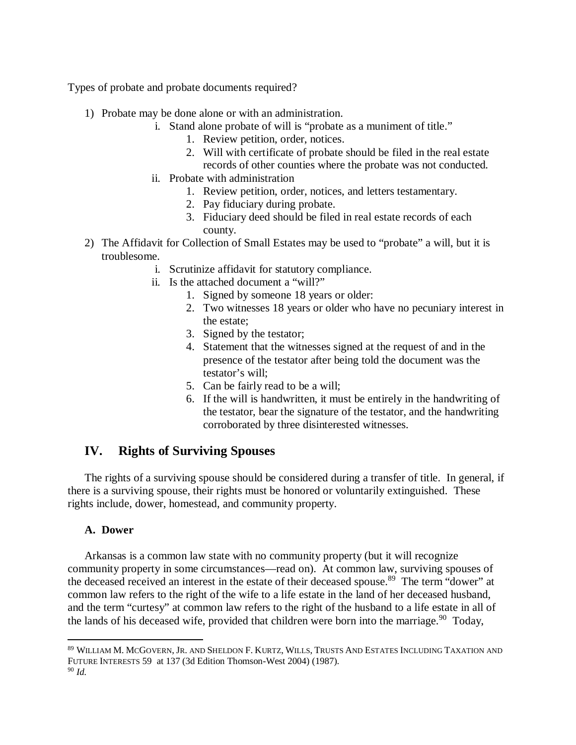Types of probate and probate documents required?

1) Probate may be done alone or with an administration.
    i. Stand alone probate of will is "probate as a muniment of title."
        1. Review petition, order, notices.
        2. Will with certificate of probate should be filed in the real estate records of other counties where the probate was not conducted.
    ii. Probate with administration
        1. Review petition, order, notices, and letters testamentary.
        2. Pay fiduciary during probate.
        3. Fiduciary deed should be filed in real estate records of each county.
2) The Affidavit for Collection of Small Estates may be used to "probate" a will, but it is troublesome.
    i. Scrutinize affidavit for statutory compliance.
    ii. Is the attached document a "will?"
        1. Signed by someone 18 years or older:
        2. Two witnesses 18 years or older who have no pecuniary interest in the estate;
        3. Signed by the testator;
        4. Statement that the witnesses signed at the request of and in the presence of the testator after being told the document was the testator's will;
        5. Can be fairly read to be a will;
        6. If the will is handwritten, it must be entirely in the handwriting of the testator, bear the signature of the testator, and the handwriting corroborated by three disinterested witnesses.

## IV. Rights of Surviving Spouses

The rights of a surviving spouse should be considered during a transfer of title. In general, if there is a surviving spouse, their rights must be honored or voluntarily extinguished. These rights include, dower, homestead, and community property.

### A. Dower

Arkansas is a common law state with no community property (but it will recognize community property in some circumstances—read on). At common law, surviving spouses of the deceased received an interest in the estate of their deceased spouse.[89] The term "dower" at common law refers to the right of the wife to a life estate in the land of her deceased husband, and the term "curtesy" at common law refers to the right of the husband to a life estate in all of the lands of his deceased wife, provided that children were born into the marriage.[90] Today,

---

[89] WILLIAM M. MCGOVERN, JR. AND SHELDON F. KURTZ, WILLS, TRUSTS AND ESTATES INCLUDING TAXATION AND FUTURE INTERESTS 59 at 137 (3d Edition Thomson-West 2004) (1987).

[90] *Id.*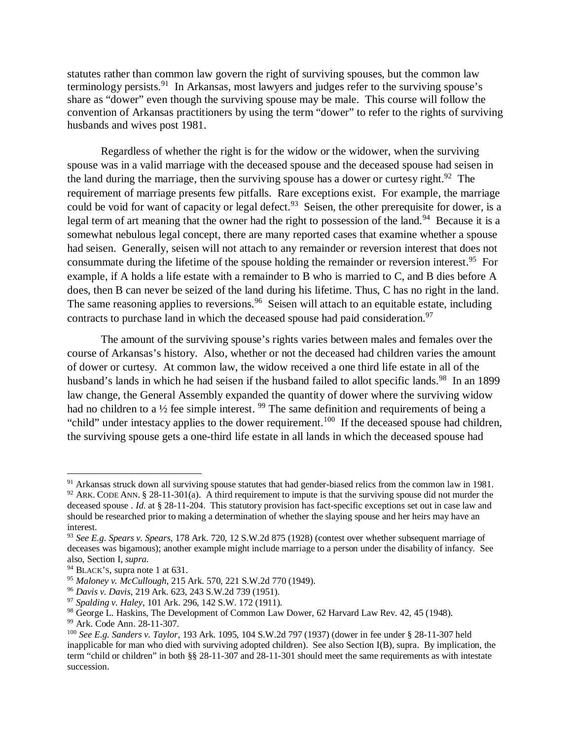statutes rather than common law govern the right of surviving spouses, but the common law terminology persists.[91] In Arkansas, most lawyers and judges refer to the surviving spouse's share as "dower" even though the surviving spouse may be male. This course will follow the convention of Arkansas practitioners by using the term "dower" to refer to the rights of surviving husbands and wives post 1981.

Regardless of whether the right is for the widow or the widower, when the surviving spouse was in a valid marriage with the deceased spouse and the deceased spouse had seisen in the land during the marriage, then the surviving spouse has a dower or curtesy right.[92] The requirement of marriage presents few pitfalls. Rare exceptions exist. For example, the marriage could be void for want of capacity or legal defect.[93] Seisen, the other prerequisite for dower, is a legal term of art meaning that the owner had the right to possession of the land.[94] Because it is a somewhat nebulous legal concept, there are many reported cases that examine whether a spouse had seisen. Generally, seisen will not attach to any remainder or reversion interest that does not consummate during the lifetime of the spouse holding the remainder or reversion interest.[95] For example, if A holds a life estate with a remainder to B who is married to C, and B dies before A does, then B can never be seized of the land during his lifetime. Thus, C has no right in the land. The same reasoning applies to reversions.[96] Seisen will attach to an equitable estate, including contracts to purchase land in which the deceased spouse had paid consideration.[97]

The amount of the surviving spouse's rights varies between males and females over the course of Arkansas's history. Also, whether or not the deceased had children varies the amount of dower or curtesy. At common law, the widow received a one third life estate in all of the husband's lands in which he had seisen if the husband failed to allot specific lands.[98] In an 1899 law change, the General Assembly expanded the quantity of dower where the surviving widow had no children to a ½ fee simple interest. [99] The same definition and requirements of being a "child" under intestacy applies to the dower requirement.[100] If the deceased spouse had children, the surviving spouse gets a one-third life estate in all lands in which the deceased spouse had

---

[91] Arkansas struck down all surviving spouse statutes that had gender-biased relics from the common law in 1981.

[92] ARK. CODE ANN. § 28-11-301(a). A third requirement to impute is that the surviving spouse did not murder the deceased spouse . *Id.* at § 28-11-204. This statutory provision has fact-specific exceptions set out in case law and should be researched prior to making a determination of whether the slaying spouse and her heirs may have an interest.

[93] *See E.g. Spears v. Spears*, 178 Ark. 720, 12 S.W.2d 875 (1928) (contest over whether subsequent marriage of deceases was bigamous); another example might include marriage to a person under the disability of infancy. See also, Section I, *supra*.

[94] BLACK'S, supra note 1 at 631.

[95] *Maloney v. McCullough*, 215 Ark. 570, 221 S.W.2d 770 (1949).

[96] *Davis v. Davis*, 219 Ark. 623, 243 S.W.2d 739 (1951).

[97] *Spalding v. Haley*, 101 Ark. 296, 142 S.W. 172 (1911).

[98] George L. Haskins, The Development of Common Law Dower, 62 Harvard Law Rev. 42, 45 (1948).

[99] Ark. Code Ann. 28-11-307.

[100] *See E.g. Sanders v. Taylor*, 193 Ark. 1095, 104 S.W.2d 797 (1937) (dower in fee under § 28-11-307 held inapplicable for man who died with surviving adopted children). See also Section I(B), supra. By implication, the term "child or children" in both §§ 28-11-307 and 28-11-301 should meet the same requirements as with intestate succession.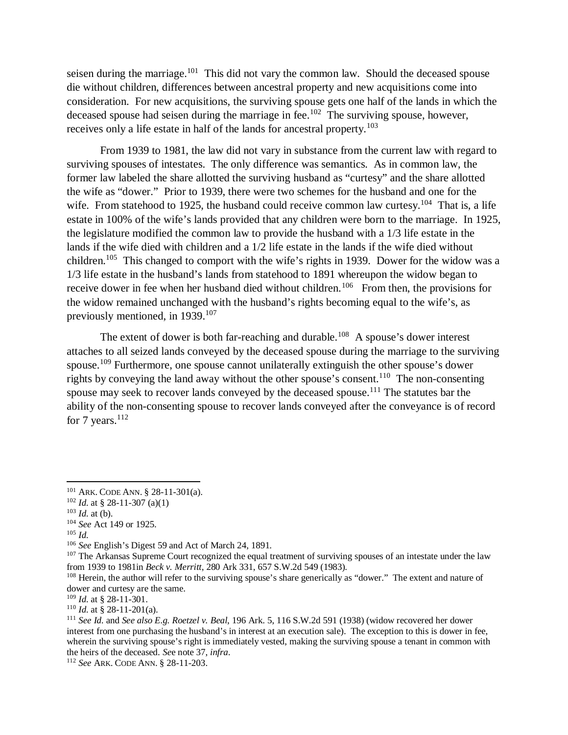seisen during the marriage.[101] This did not vary the common law. Should the deceased spouse die without children, differences between ancestral property and new acquisitions come into consideration. For new acquisitions, the surviving spouse gets one half of the lands in which the deceased spouse had seisen during the marriage in fee.[102] The surviving spouse, however, receives only a life estate in half of the lands for ancestral property.[103]

From 1939 to 1981, the law did not vary in substance from the current law with regard to surviving spouses of intestates. The only difference was semantics. As in common law, the former law labeled the share allotted the surviving husband as "curtesy" and the share allotted the wife as "dower." Prior to 1939, there were two schemes for the husband and one for the wife. From statehood to 1925, the husband could receive common law curtesy.[104] That is, a life estate in 100% of the wife's lands provided that any children were born to the marriage. In 1925, the legislature modified the common law to provide the husband with a 1/3 life estate in the lands if the wife died with children and a 1/2 life estate in the lands if the wife died without children.[105] This changed to comport with the wife's rights in 1939. Dower for the widow was a 1/3 life estate in the husband's lands from statehood to 1891 whereupon the widow began to receive dower in fee when her husband died without children.[106] From then, the provisions for the widow remained unchanged with the husband's rights becoming equal to the wife's, as previously mentioned, in 1939.[107]

The extent of dower is both far-reaching and durable.[108] A spouse's dower interest attaches to all seized lands conveyed by the deceased spouse during the marriage to the surviving spouse.[109] Furthermore, one spouse cannot unilaterally extinguish the other spouse's dower rights by conveying the land away without the other spouse's consent.[110] The non-consenting spouse may seek to recover lands conveyed by the deceased spouse.[111] The statutes bar the ability of the non-consenting spouse to recover lands conveyed after the conveyance is of record for 7 years.[112]

---

[101] ARK. CODE ANN. § 28-11-301(a).

[102] *Id.* at § 28-11-307 (a)(1)

[103] *Id.* at (b).

[104] *See* Act 149 or 1925.

[105] *Id.*

[106] *See* English's Digest 59 and Act of March 24, 1891.

[107] The Arkansas Supreme Court recognized the equal treatment of surviving spouses of an intestate under the law from 1939 to 1981in *Beck v. Merritt*, 280 Ark 331, 657 S.W.2d 549 (1983).

[108] Herein, the author will refer to the surviving spouse's share generically as "dower." The extent and nature of dower and curtesy are the same.

[109] *Id.* at § 28-11-301.

[110] *Id.* at § 28-11-201(a).

[111] *See Id.* and *See also E.g. Roetzel v. Beal*, 196 Ark. 5, 116 S.W.2d 591 (1938) (widow recovered her dower interest from one purchasing the husband's in interest at an execution sale). The exception to this is dower in fee, wherein the surviving spouse's right is immediately vested, making the surviving spouse a tenant in common with the heirs of the deceased. *See* note 37, *infra*.

[112] *See* ARK. CODE ANN. § 28-11-203.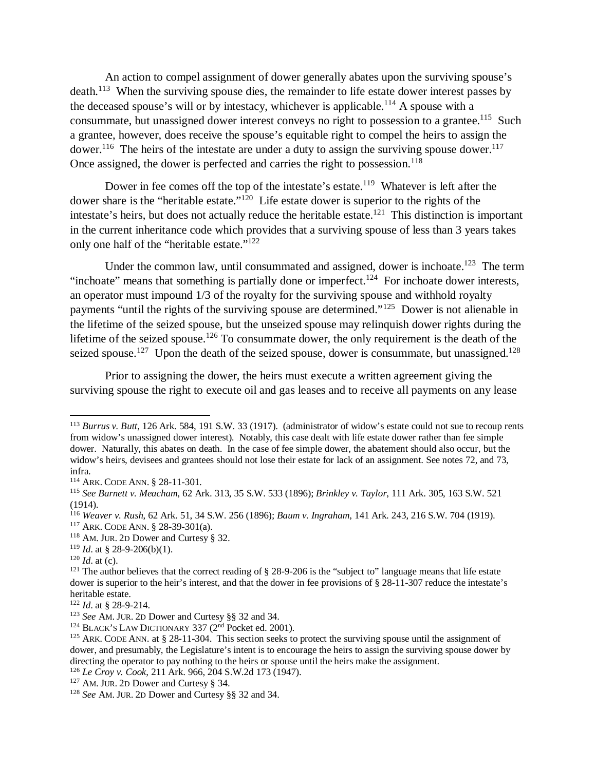An action to compel assignment of dower generally abates upon the surviving spouse's death.[113] When the surviving spouse dies, the remainder to life estate dower interest passes by the deceased spouse's will or by intestacy, whichever is applicable.[114] A spouse with a consummate, but unassigned dower interest conveys no right to possession to a grantee.[115] Such a grantee, however, does receive the spouse's equitable right to compel the heirs to assign the dower.[116] The heirs of the intestate are under a duty to assign the surviving spouse dower.[117] Once assigned, the dower is perfected and carries the right to possession.[118]

Dower in fee comes off the top of the intestate's estate.[119] Whatever is left after the dower share is the "heritable estate."[120] Life estate dower is superior to the rights of the intestate's heirs, but does not actually reduce the heritable estate.[121] This distinction is important in the current inheritance code which provides that a surviving spouse of less than 3 years takes only one half of the "heritable estate."[122]

Under the common law, until consummated and assigned, dower is inchoate.[123] The term "inchoate" means that something is partially done or imperfect.[124] For inchoate dower interests, an operator must impound 1/3 of the royalty for the surviving spouse and withhold royalty payments "until the rights of the surviving spouse are determined."[125] Dower is not alienable in the lifetime of the seized spouse, but the unseized spouse may relinquish dower rights during the lifetime of the seized spouse.[126] To consummate dower, the only requirement is the death of the seized spouse.[127] Upon the death of the seized spouse, dower is consummate, but unassigned.[128]

Prior to assigning the dower, the heirs must execute a written agreement giving the surviving spouse the right to execute oil and gas leases and to receive all payments on any lease

---

[113] *Burrus v. Butt*, 126 Ark. 584, 191 S.W. 33 (1917). (administrator of widow's estate could not sue to recoup rents from widow's unassigned dower interest). Notably, this case dealt with life estate dower rather than fee simple dower. Naturally, this abates on death. In the case of fee simple dower, the abatement should also occur, but the widow's heirs, devisees and grantees should not lose their estate for lack of an assignment. See notes 72, and 73, infra.

[114] ARK. CODE ANN. § 28-11-301.

[115] *See Barnett v. Meacham*, 62 Ark. 313, 35 S.W. 533 (1896); *Brinkley v. Taylor*, 111 Ark. 305, 163 S.W. 521 (1914).

[116] *Weaver v. Rush*, 62 Ark. 51, 34 S.W. 256 (1896); *Baum v. Ingraham*, 141 Ark. 243, 216 S.W. 704 (1919).

[117] ARK. CODE ANN. § 28-39-301(a).

[118] AM. JUR. 2D Dower and Curtesy § 32.

[119] *Id*. at § 28-9-206(b)(1).

[120] *Id*. at (c).

[121] The author believes that the correct reading of § 28-9-206 is the "subject to" language means that life estate dower is superior to the heir's interest, and that the dower in fee provisions of § 28-11-307 reduce the intestate's heritable estate.

[122] *Id*. at § 28-9-214.

[123] *See* AM. JUR. 2D Dower and Curtesy §§ 32 and 34.

[124] BLACK'S LAW DICTIONARY 337 (2nd Pocket ed. 2001).

[125] ARK. CODE ANN. at § 28-11-304. This section seeks to protect the surviving spouse until the assignment of dower, and presumably, the Legislature's intent is to encourage the heirs to assign the surviving spouse dower by directing the operator to pay nothing to the heirs or spouse until the heirs make the assignment.

[126] *Le Croy v. Cook*, 211 Ark. 966, 204 S.W.2d 173 (1947).

[127] AM. JUR. 2D Dower and Curtesy § 34.

[128] *See* AM. JUR. 2D Dower and Curtesy §§ 32 and 34.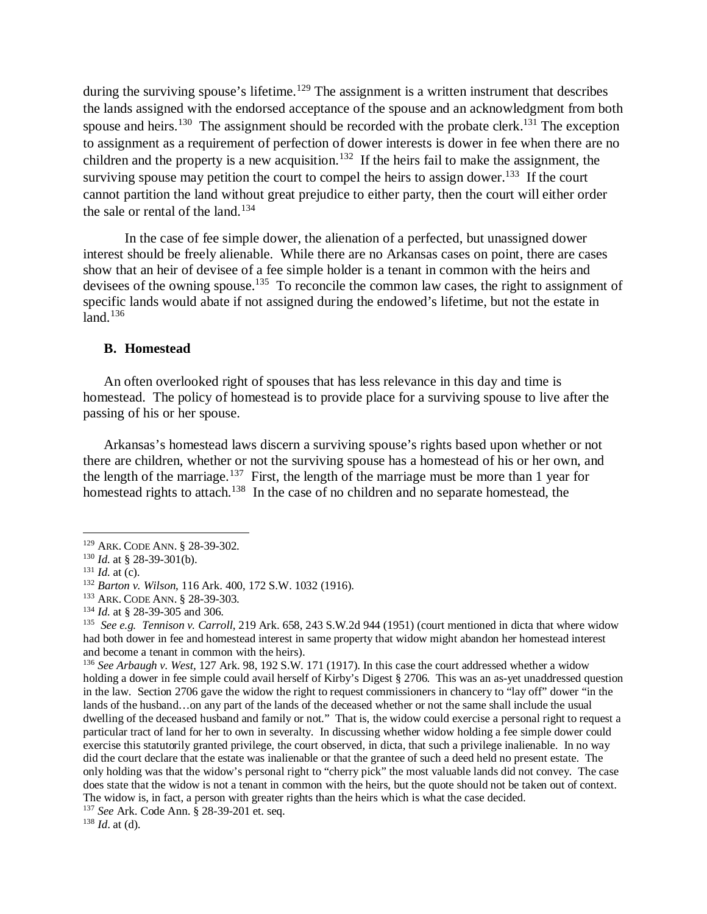during the surviving spouse's lifetime.[129] The assignment is a written instrument that describes the lands assigned with the endorsed acceptance of the spouse and an acknowledgment from both spouse and heirs.[130] The assignment should be recorded with the probate clerk.[131] The exception to assignment as a requirement of perfection of dower interests is dower in fee when there are no children and the property is a new acquisition.[132] If the heirs fail to make the assignment, the surviving spouse may petition the court to compel the heirs to assign dower.[133] If the court cannot partition the land without great prejudice to either party, then the court will either order the sale or rental of the land.[134]

In the case of fee simple dower, the alienation of a perfected, but unassigned dower interest should be freely alienable. While there are no Arkansas cases on point, there are cases show that an heir of devisee of a fee simple holder is a tenant in common with the heirs and devisees of the owning spouse.[135] To reconcile the common law cases, the right to assignment of specific lands would abate if not assigned during the endowed's lifetime, but not the estate in land.[136]

### B. Homestead

An often overlooked right of spouses that has less relevance in this day and time is homestead. The policy of homestead is to provide place for a surviving spouse to live after the passing of his or her spouse.

Arkansas's homestead laws discern a surviving spouse's rights based upon whether or not there are children, whether or not the surviving spouse has a homestead of his or her own, and the length of the marriage.[137] First, the length of the marriage must be more than 1 year for homestead rights to attach.[138] In the case of no children and no separate homestead, the

---

[129] ARK. CODE ANN. § 28-39-302.

[130] *Id.* at § 28-39-301(b).

[131] *Id.* at (c).

[132] *Barton v. Wilson*, 116 Ark. 400, 172 S.W. 1032 (1916).

[133] ARK. CODE ANN. § 28-39-303.

[134] *Id.* at § 28-39-305 and 306.

[135] *See e.g. Tennison v. Carroll*, 219 Ark. 658, 243 S.W.2d 944 (1951) (court mentioned in dicta that where widow had both dower in fee and homestead interest in same property that widow might abandon her homestead interest and become a tenant in common with the heirs).

[136] *See Arbaugh v. West*, 127 Ark. 98, 192 S.W. 171 (1917). In this case the court addressed whether a widow holding a dower in fee simple could avail herself of Kirby's Digest § 2706. This was an as-yet unaddressed question in the law. Section 2706 gave the widow the right to request commissioners in chancery to "lay off" dower "in the lands of the husband…on any part of the lands of the deceased whether or not the same shall include the usual dwelling of the deceased husband and family or not." That is, the widow could exercise a personal right to request a particular tract of land for her to own in severalty. In discussing whether widow holding a fee simple dower could exercise this statutorily granted privilege, the court observed, in dicta, that such a privilege inalienable. In no way did the court declare that the estate was inalienable or that the grantee of such a deed held no present estate. The only holding was that the widow's personal right to "cherry pick" the most valuable lands did not convey. The case does state that the widow is not a tenant in common with the heirs, but the quote should not be taken out of context. The widow is, in fact, a person with greater rights than the heirs which is what the case decided.

[137] *See* Ark. Code Ann. § 28-39-201 et. seq.

[138] *Id*. at (d).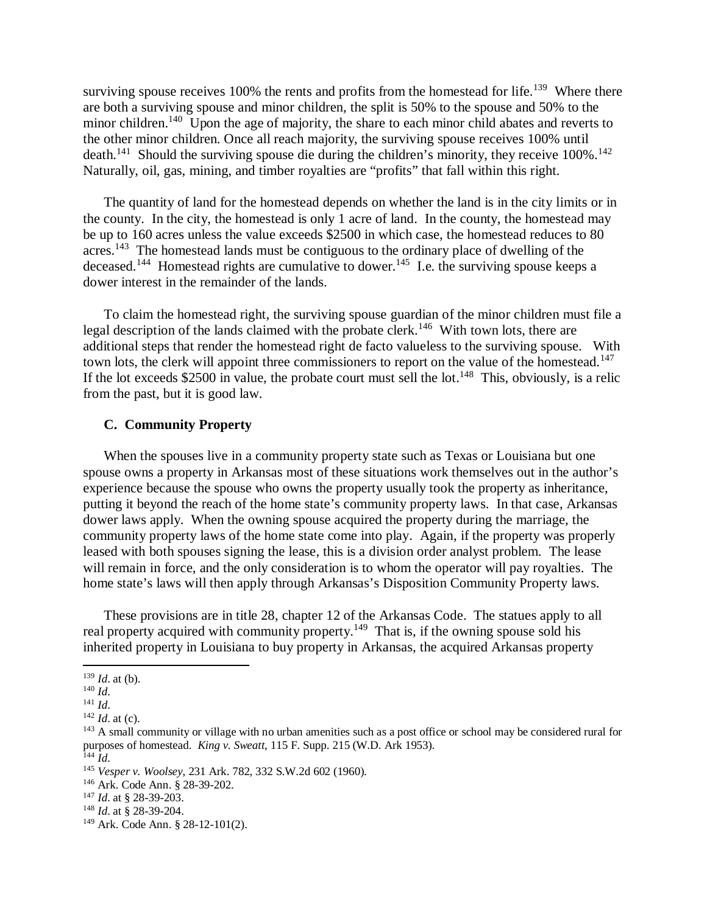surviving spouse receives 100% the rents and profits from the homestead for life.[139] Where there are both a surviving spouse and minor children, the split is 50% to the spouse and 50% to the minor children.[140] Upon the age of majority, the share to each minor child abates and reverts to the other minor children. Once all reach majority, the surviving spouse receives 100% until death.[141] Should the surviving spouse die during the children's minority, they receive 100%.[142] Naturally, oil, gas, mining, and timber royalties are "profits" that fall within this right.

The quantity of land for the homestead depends on whether the land is in the city limits or in the county. In the city, the homestead is only 1 acre of land. In the county, the homestead may be up to 160 acres unless the value exceeds $2500 in which case, the homestead reduces to 80 acres.[143] The homestead lands must be contiguous to the ordinary place of dwelling of the deceased.[144] Homestead rights are cumulative to dower.[145] I.e. the surviving spouse keeps a dower interest in the remainder of the lands.

To claim the homestead right, the surviving spouse guardian of the minor children must file a legal description of the lands claimed with the probate clerk.[146] With town lots, there are additional steps that render the homestead right de facto valueless to the surviving spouse. With town lots, the clerk will appoint three commissioners to report on the value of the homestead.[147] If the lot exceeds $2500 in value, the probate court must sell the lot.[148] This, obviously, is a relic from the past, but it is good law.

### C. Community Property

When the spouses live in a community property state such as Texas or Louisiana but one spouse owns a property in Arkansas most of these situations work themselves out in the author's experience because the spouse who owns the property usually took the property as inheritance, putting it beyond the reach of the home state's community property laws. In that case, Arkansas dower laws apply. When the owning spouse acquired the property during the marriage, the community property laws of the home state come into play. Again, if the property was properly leased with both spouses signing the lease, this is a division order analyst problem. The lease will remain in force, and the only consideration is to whom the operator will pay royalties. The home state's laws will then apply through Arkansas's Disposition Community Property laws.

These provisions are in title 28, chapter 12 of the Arkansas Code. The statues apply to all real property acquired with community property.[149] That is, if the owning spouse sold his inherited property in Louisiana to buy property in Arkansas, the acquired Arkansas property

---

[139] *Id*. at (b).
[140] *Id*.
[141] *Id*.
[142] *Id*. at (c).
[143] A small community or village with no urban amenities such as a post office or school may be considered rural for purposes of homestead. *King v. Sweatt*, 115 F. Supp. 215 (W.D. Ark 1953).
[144] *Id*.
[145] *Vesper v. Woolsey*, 231 Ark. 782, 332 S.W.2d 602 (1960).
[146] Ark. Code Ann. § 28-39-202.
[147] *Id*. at § 28-39-203.
[148] *Id*. at § 28-39-204.
[149] Ark. Code Ann. § 28-12-101(2).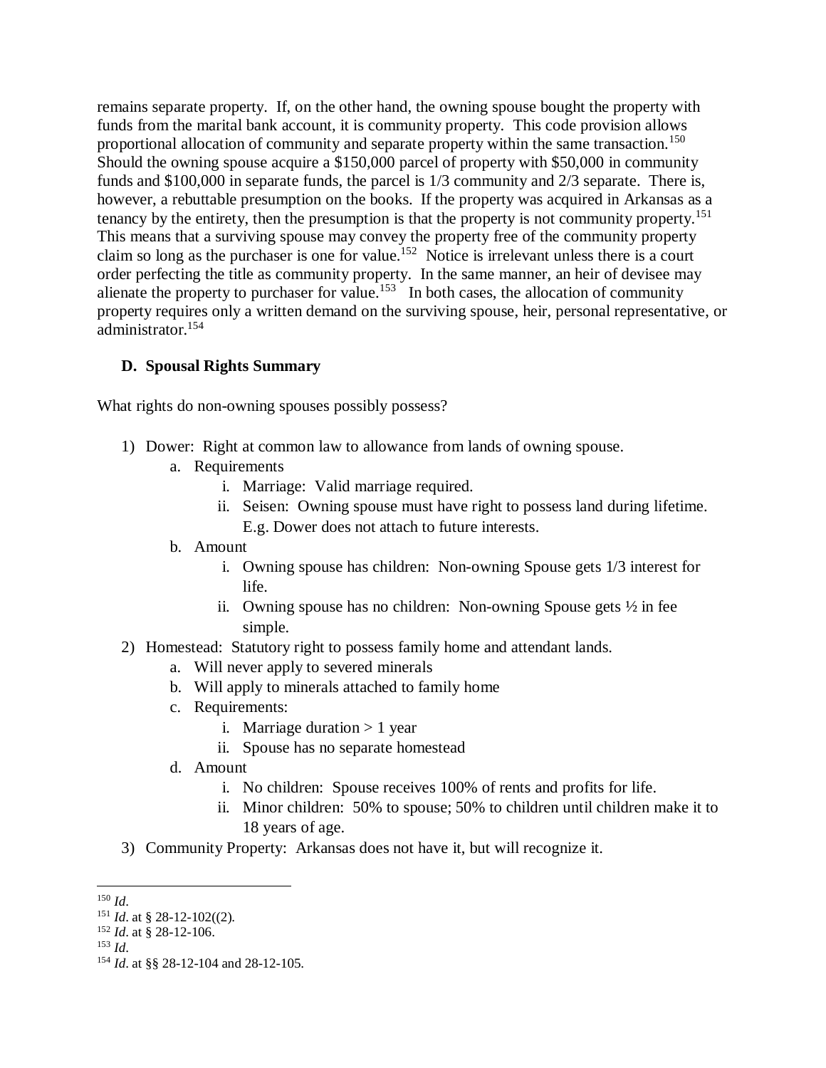remains separate property. If, on the other hand, the owning spouse bought the property with funds from the marital bank account, it is community property. This code provision allows proportional allocation of community and separate property within the same transaction.[150] Should the owning spouse acquire a $150,000 parcel of property with $50,000 in community funds and $100,000 in separate funds, the parcel is 1/3 community and 2/3 separate. There is, however, a rebuttable presumption on the books. If the property was acquired in Arkansas as a tenancy by the entirety, then the presumption is that the property is not community property.[151] This means that a surviving spouse may convey the property free of the community property claim so long as the purchaser is one for value.[152] Notice is irrelevant unless there is a court order perfecting the title as community property. In the same manner, an heir of devisee may alienate the property to purchaser for value.[153] In both cases, the allocation of community property requires only a written demand on the surviving spouse, heir, personal representative, or administrator.[154]

### D. Spousal Rights Summary

What rights do non-owning spouses possibly possess?

1) Dower: Right at common law to allowance from lands of owning spouse.
    a. Requirements
        i. Marriage: Valid marriage required.
        ii. Seisen: Owning spouse must have right to possess land during lifetime. E.g. Dower does not attach to future interests.
    b. Amount
        i. Owning spouse has children: Non-owning Spouse gets 1/3 interest for life.
        ii. Owning spouse has no children: Non-owning Spouse gets ½ in fee simple.
2) Homestead: Statutory right to possess family home and attendant lands.
    a. Will never apply to severed minerals
    b. Will apply to minerals attached to family home
    c. Requirements:
        i. Marriage duration > 1 year
        ii. Spouse has no separate homestead
    d. Amount
        i. No children: Spouse receives 100% of rents and profits for life.
        ii. Minor children: 50% to spouse; 50% to children until children make it to 18 years of age.
3) Community Property: Arkansas does not have it, but will recognize it.

---

[150] *Id*.
[151] *Id*. at § 28-12-102((2).
[152] *Id*. at § 28-12-106.
[153] *Id*.
[154] *Id*. at §§ 28-12-104 and 28-12-105.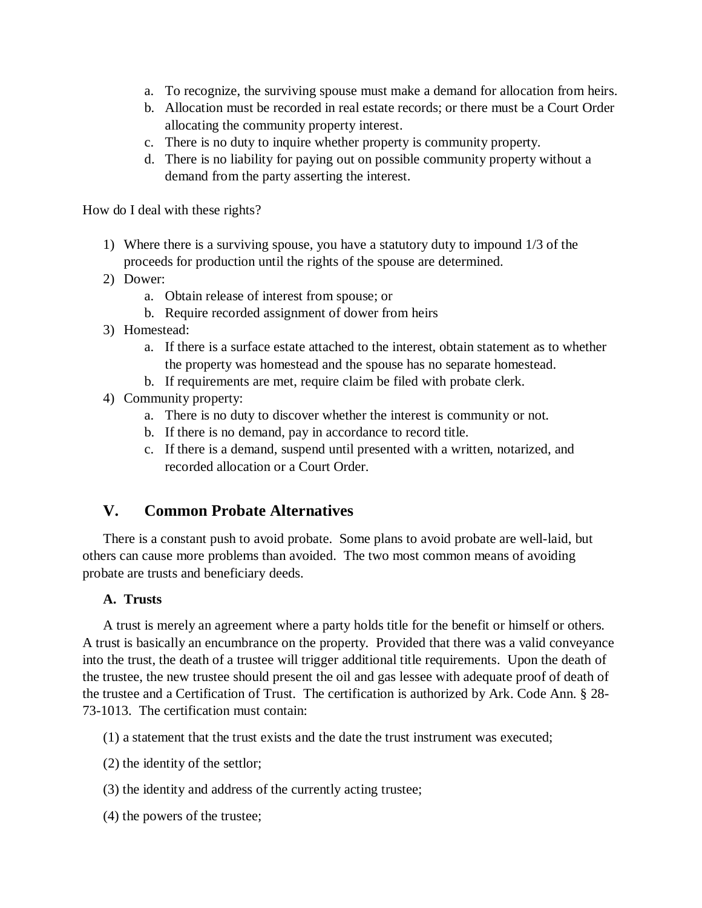a. To recognize, the surviving spouse must make a demand for allocation from heirs.
b. Allocation must be recorded in real estate records; or there must be a Court Order allocating the community property interest.
c. There is no duty to inquire whether property is community property.
d. There is no liability for paying out on possible community property without a demand from the party asserting the interest.

How do I deal with these rights?

1) Where there is a surviving spouse, you have a statutory duty to impound 1/3 of the proceeds for production until the rights of the spouse are determined.
2) Dower:
   a. Obtain release of interest from spouse; or
   b. Require recorded assignment of dower from heirs
3) Homestead:
   a. If there is a surface estate attached to the interest, obtain statement as to whether the property was homestead and the spouse has no separate homestead.
   b. If requirements are met, require claim be filed with probate clerk.
4) Community property:
   a. There is no duty to discover whether the interest is community or not.
   b. If there is no demand, pay in accordance to record title.
   c. If there is a demand, suspend until presented with a written, notarized, and recorded allocation or a Court Order.

## V. Common Probate Alternatives

There is a constant push to avoid probate. Some plans to avoid probate are well-laid, but others can cause more problems than avoided. The two most common means of avoiding probate are trusts and beneficiary deeds.

### A. Trusts

A trust is merely an agreement where a party holds title for the benefit or himself or others. A trust is basically an encumbrance on the property. Provided that there was a valid conveyance into the trust, the death of a trustee will trigger additional title requirements. Upon the death of the trustee, the new trustee should present the oil and gas lessee with adequate proof of death of the trustee and a Certification of Trust. The certification is authorized by Ark. Code Ann. § 28-73-1013. The certification must contain:

(1) a statement that the trust exists and the date the trust instrument was executed;

(2) the identity of the settlor;

(3) the identity and address of the currently acting trustee;

(4) the powers of the trustee;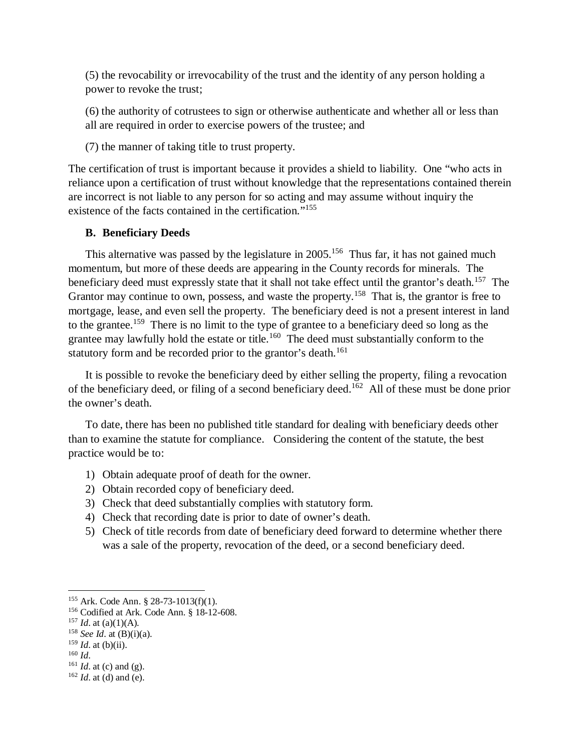(5) the revocability or irrevocability of the trust and the identity of any person holding a power to revoke the trust;

(6) the authority of cotrustees to sign or otherwise authenticate and whether all or less than all are required in order to exercise powers of the trustee; and

(7) the manner of taking title to trust property.

The certification of trust is important because it provides a shield to liability. One "who acts in reliance upon a certification of trust without knowledge that the representations contained therein are incorrect is not liable to any person for so acting and may assume without inquiry the existence of the facts contained in the certification."[155]

### B. Beneficiary Deeds

This alternative was passed by the legislature in 2005.[156] Thus far, it has not gained much momentum, but more of these deeds are appearing in the County records for minerals. The beneficiary deed must expressly state that it shall not take effect until the grantor's death.[157] The Grantor may continue to own, possess, and waste the property.[158] That is, the grantor is free to mortgage, lease, and even sell the property. The beneficiary deed is not a present interest in land to the grantee.[159] There is no limit to the type of grantee to a beneficiary deed so long as the grantee may lawfully hold the estate or title.[160] The deed must substantially conform to the statutory form and be recorded prior to the grantor's death.[161]

It is possible to revoke the beneficiary deed by either selling the property, filing a revocation of the beneficiary deed, or filing of a second beneficiary deed.[162] All of these must be done prior the owner's death.

To date, there has been no published title standard for dealing with beneficiary deeds other than to examine the statute for compliance. Considering the content of the statute, the best practice would be to:

1) Obtain adequate proof of death for the owner.
2) Obtain recorded copy of beneficiary deed.
3) Check that deed substantially complies with statutory form.
4) Check that recording date is prior to date of owner's death.
5) Check of title records from date of beneficiary deed forward to determine whether there was a sale of the property, revocation of the deed, or a second beneficiary deed.

---

[155] Ark. Code Ann. § 28-73-1013(f)(1).
[156] Codified at Ark. Code Ann. § 18-12-608.
[157] *Id*. at (a)(1)(A).
[158] *See Id*. at (B)(i)(a).
[159] *Id*. at (b)(ii).
[160] *Id*.
[161] *Id*. at (c) and (g).
[162] *Id*. at (d) and (e).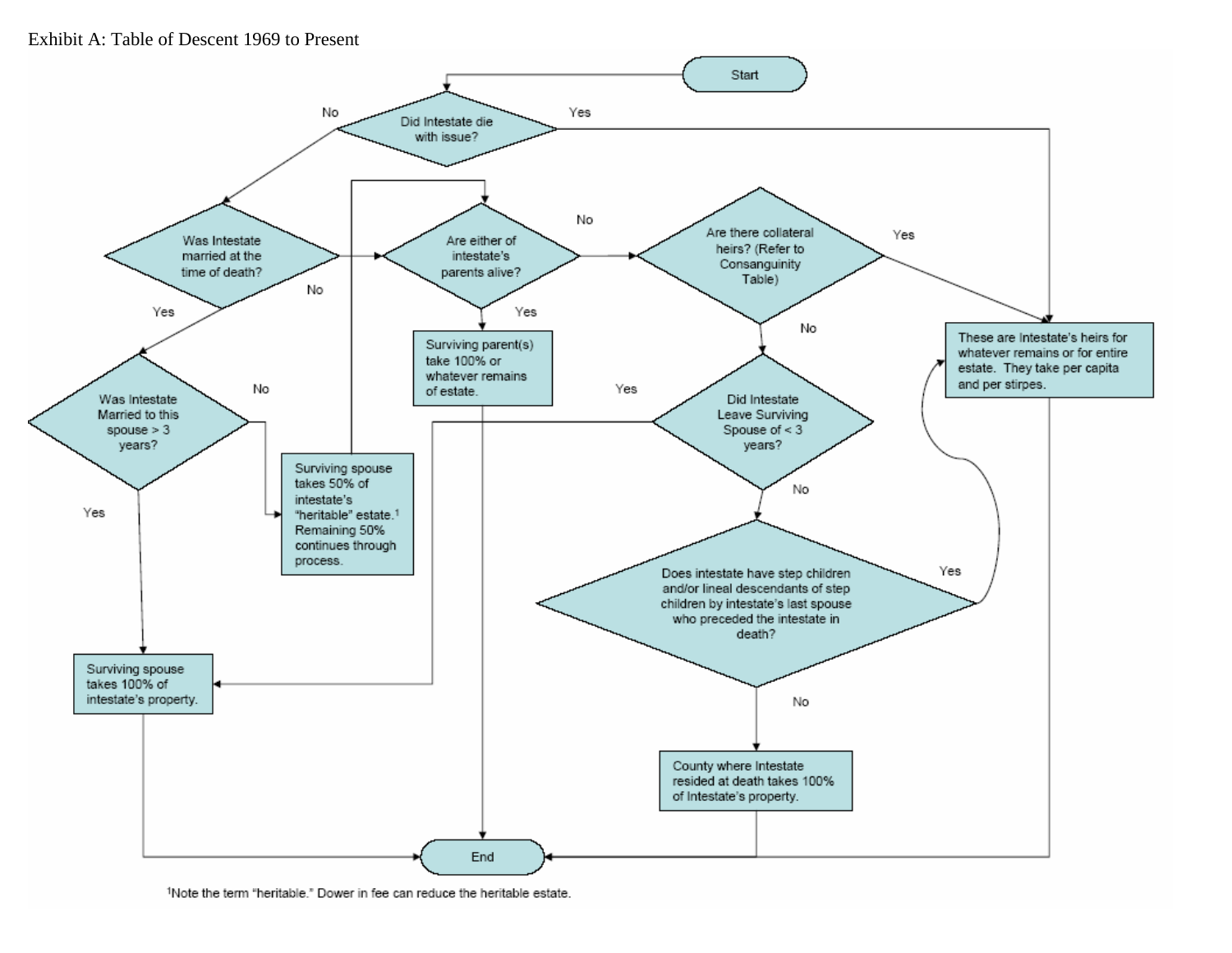Exhibit A: Table of Descent 1969 to Present

Start

Did Intestate die with issue?
- Yes → These are Intestate's heirs for whatever remains or for entire estate. They take per capita and per stirpes.
- No → Was Intestate married at the time of death?

Was Intestate married at the time of death?
- Yes → Was Intestate Married to this spouse > 3 years?
- No → Are either of intestate's parents alive?

Was Intestate Married to this spouse > 3 years?
- Yes → Surviving spouse takes 100% of intestate's property.
- No → Surviving spouse takes 50% of intestate's "heritable" estate.[1] Remaining 50% continues through process. → Are either of intestate's parents alive?

Are either of intestate's parents alive?
- Yes → Surviving parent(s) take 100% or whatever remains of estate. → End
- No → Are there collateral heirs? (Refer to Consanguinity Table)

Are there collateral heirs? (Refer to Consanguinity Table)
- Yes → These are Intestate's heirs for whatever remains or for entire estate. They take per capita and per stirpes.
- No → Did Intestate Leave Surviving Spouse of < 3 years?

Did Intestate Leave Surviving Spouse of < 3 years?
- Yes → Surviving spouse takes 100% of intestate's property.
- No → Does intestate have step children and/or lineal descendants of step children by intestate's last spouse who preceded the intestate in death?

Does intestate have step children and/or lineal descendants of step children by intestate's last spouse who preceded the intestate in death?
- Yes → These are Intestate's heirs for whatever remains or for entire estate. They take per capita and per stirpes.
- No → County where Intestate resided at death takes 100% of Intestate's property.

Surviving spouse takes 100% of intestate's property. → End

These are Intestate's heirs for whatever remains or for entire estate. They take per capita and per stirpes. → End

County where Intestate resided at death takes 100% of Intestate's property. → End

End

[1]Note the term "heritable." Dower in fee can reduce the heritable estate.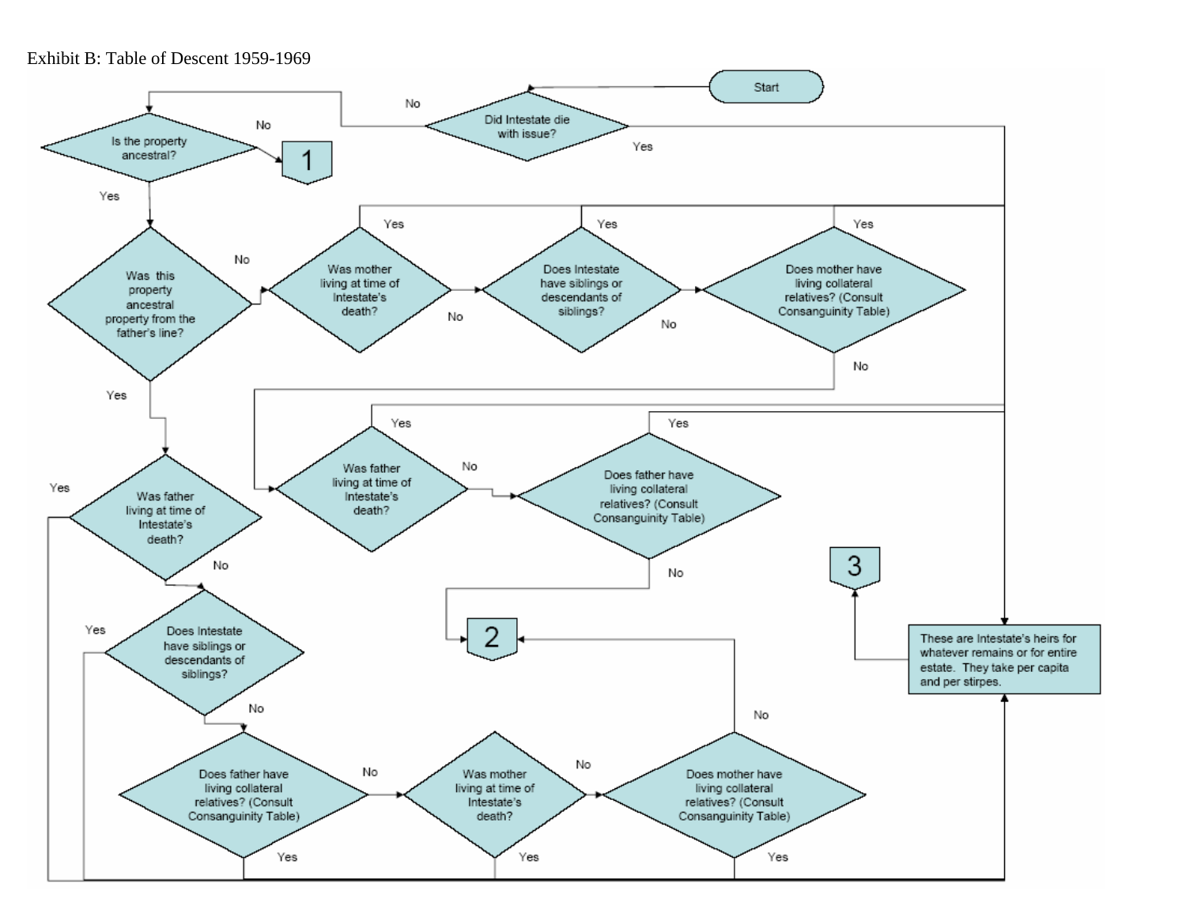Exhibit B: Table of Descent 1959-1969

Start

Did Intestate die with issue?

No

Yes

Is the property ancestral?

No

1

Yes

Was this property ancestral property from the father's line?

No

Yes

Was mother living at time of Intestate's death?

Yes

No

Does Intestate have siblings or descendants of siblings?

Yes

No

Does mother have living collateral relatives? (Consult Consanguinity Table)

Yes

No

Was father living at time of Intestate's death?

Yes

No

Was father living at time of Intestate's death?

Yes

No

Does father have living collateral relatives? (Consult Consanguinity Table)

Yes

No

2

3

Does Intestate have siblings or descendants of siblings?

Yes

No

Does father have living collateral relatives? (Consult Consanguinity Table)

No

Yes

Was mother living at time of Intestate's death?

No

Yes

Does mother have living collateral relatives? (Consult Consanguinity Table)

No

Yes

These are Intestate's heirs for whatever remains or for entire estate. They take per capita and per stirpes.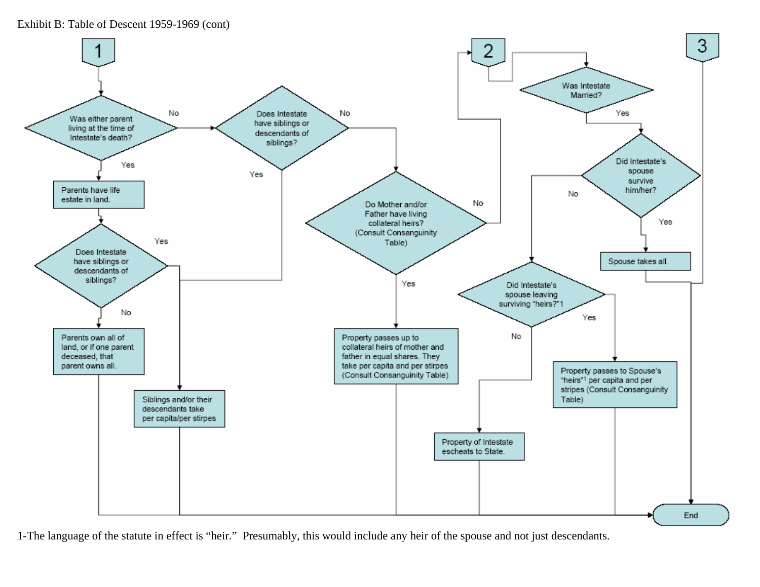Exhibit B: Table of Descent 1959-1969 (cont)

**1**

- Was either parent living at the time of Intestate's death?
  - Yes → Parents have life estate in land. → Does Intestate have siblings or descendants of siblings?
    - Yes → Siblings and/or their descendants take per capita/per stirpes → End
    - No → Parents own all of land, or if one parent deceased, that parent owns all. → End
  - No → Does Intestate have siblings or descendants of siblings?
    - Yes → Siblings and/or their descendants take per capita/per stirpes → End
    - No → Do Mother and/or Father have living collateral heirs? (Consult Consanguinity Table)
      - Yes → Property passes up to collateral heirs of mother and father in equal shares. They take per capita and per stirpes (Consult Consanguinity Table) → End
      - No → **2**

**2**

- Was Intestate Married?
  - Yes → Did Intestate's spouse survive him/her?
    - Yes → Spouse takes all. → End
    - No → Did Intestate's spouse leaving surviving "heirs?"[1]
      - Yes → Property passes to Spouse's "heirs"[1] per capita and per stirpes (Consult Consanguinity Table) → End
      - No → Property of Intestate escheats to State. → End

**3** → End

1-The language of the statute in effect is "heir." Presumably, this would include any heir of the spouse and not just descendants.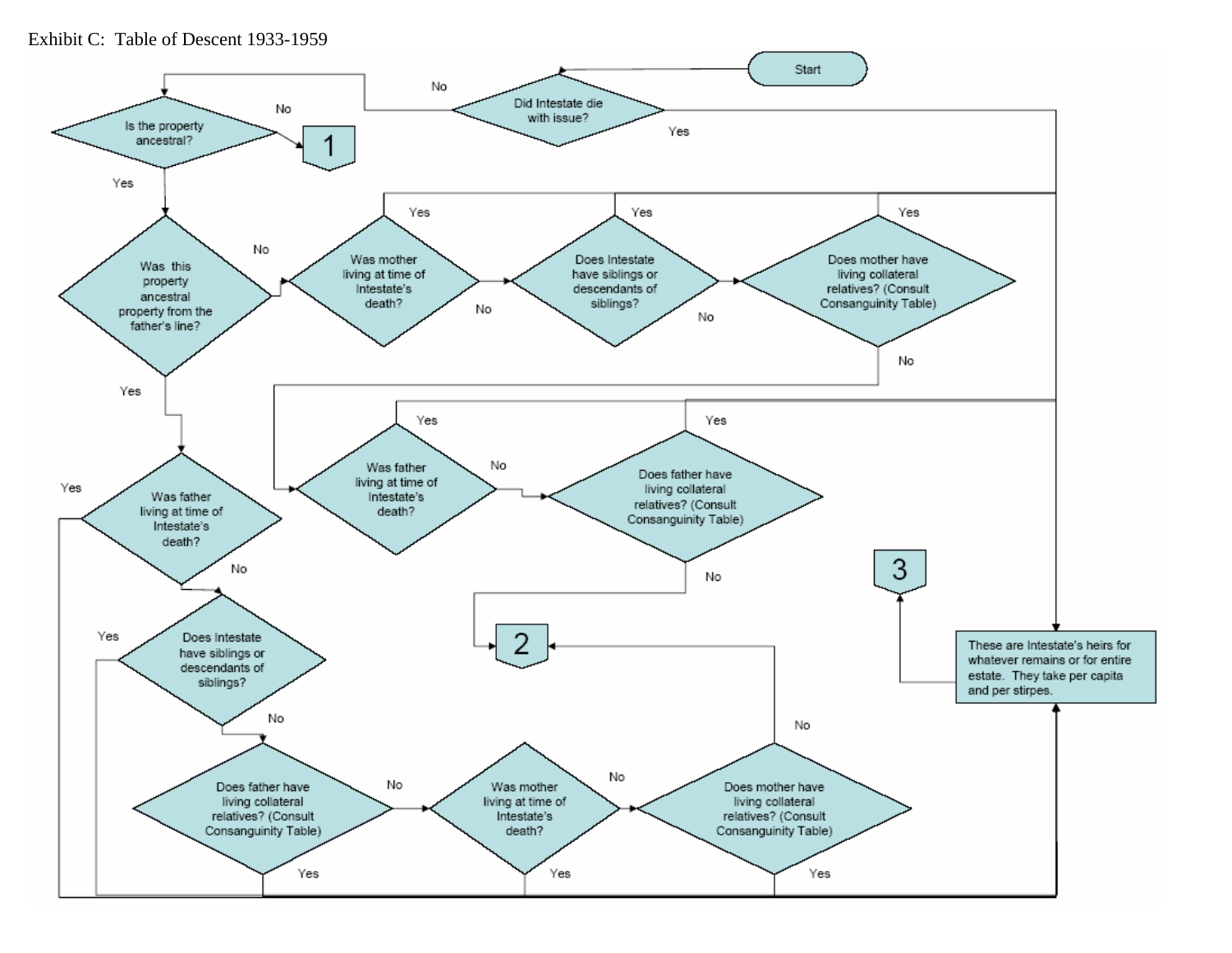Exhibit C: Table of Descent 1933-1959

Start

Did Intestate die with issue? — Yes / No

Is the property ancestral? — Yes / No

1

Was this property ancestral property from the father's line? — Yes / No

Was mother living at time of Intestate's death? — Yes / No

Does Intestate have siblings or descendants of siblings? — Yes / No

Does mother have living collateral relatives? (Consult Consanguinity Table) — Yes / No

Was father living at time of Intestate's death? — Yes / No

Was father living at time of Intestate's death? — Yes / No

Does father have living collateral relatives? (Consult Consanguinity Table) — Yes / No

3

2

Does Intestate have siblings or descendants of siblings? — Yes / No

These are Intestate's heirs for whatever remains or for entire estate. They take per capita and per stirpes.

Does father have living collateral relatives? (Consult Consanguinity Table) — Yes / No

Was mother living at time of Intestate's death? — Yes / No

Does mother have living collateral relatives? (Consult Consanguinity Table) — Yes / No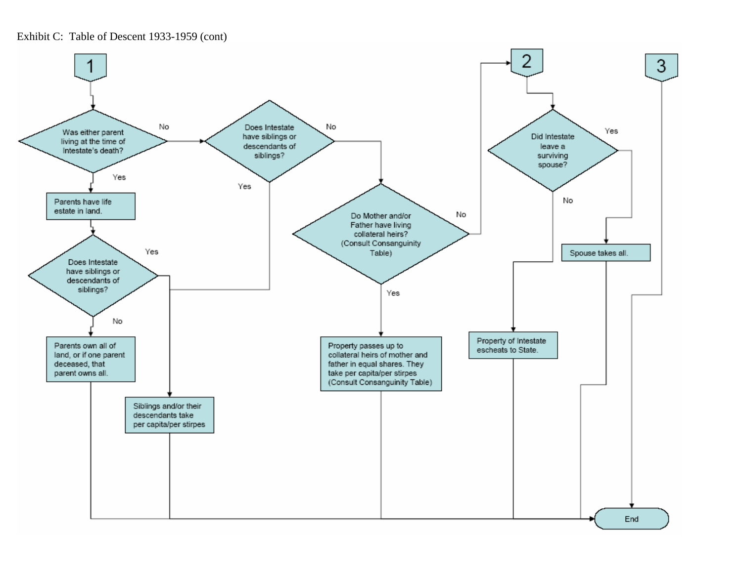Exhibit C: Table of Descent 1933-1959 (cont)

**1**

- **Was either parent living at the time of Intestate's death?**
  - Yes → Parents have life estate in land. → **Does Intestate have siblings or descendants of siblings?**
    - Yes → Siblings and/or their descendants take per capita/per stirpes → End
    - No → Parents own all of land, or if one parent deceased, that parent owns all. → End
  - No → **Does Intestate have siblings or descendants of siblings?**
    - Yes → Siblings and/or their descendants take per capita/per stirpes → End
    - No → **Do Mother and/or Father have living collateral heirs? (Consult Consanguinity Table)**
      - Yes → Property passes up to collateral heirs of mother and father in equal shares. They take per capita/per stirpes (Consult Consanguinity Table) → End
      - No → **2**

**2**

- **Did Intestate leave a surviving spouse?**
  - Yes → Spouse takes all. → End
  - No → Property of Intestate escheats to State. → End

**3**

- → End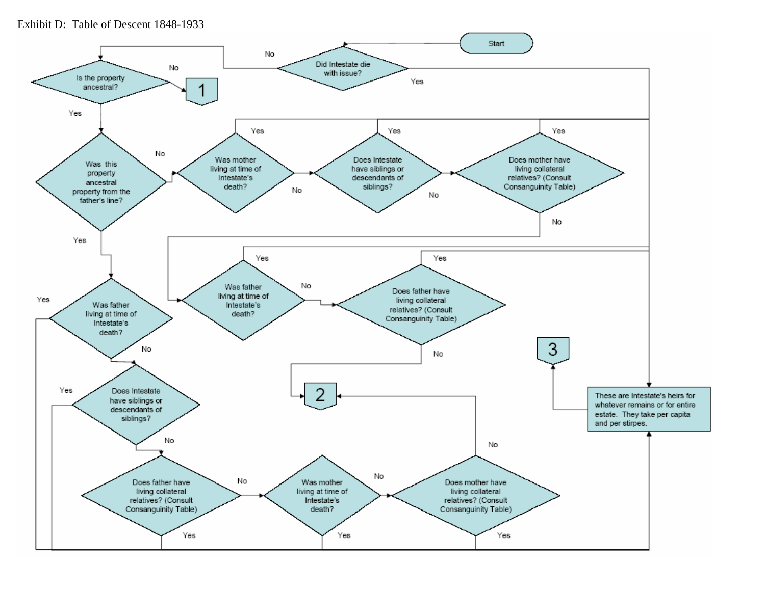Exhibit D: Table of Descent 1848-1933

Start

Did Intestate die with issue?

Yes

No

Is the property ancestral?

No

1

Yes

Was this property ancestral property from the father's line?

No

Was mother living at time of Intestate's death?

Yes

No

Does Intestate have siblings or descendants of siblings?

Yes

No

Does mother have living collateral relatives? (Consult Consanguinity Table)

Yes

No

Yes

Was father living at time of Intestate's death?

Yes

No

Was father living at time of Intestate's death?

Yes

No

Does father have living collateral relatives? (Consult Consanguinity Table)

Yes

No

Does Intestate have siblings or descendants of siblings?

Yes

No

Does father have living collateral relatives? (Consult Consanguinity Table)

No

Yes

Was mother living at time of Intestate's death?

No

Yes

Does mother have living collateral relatives? (Consult Consanguinity Table)

No

Yes

2

3

These are Intestate's heirs for whatever remains or for entire estate. They take per capita and per stirpes.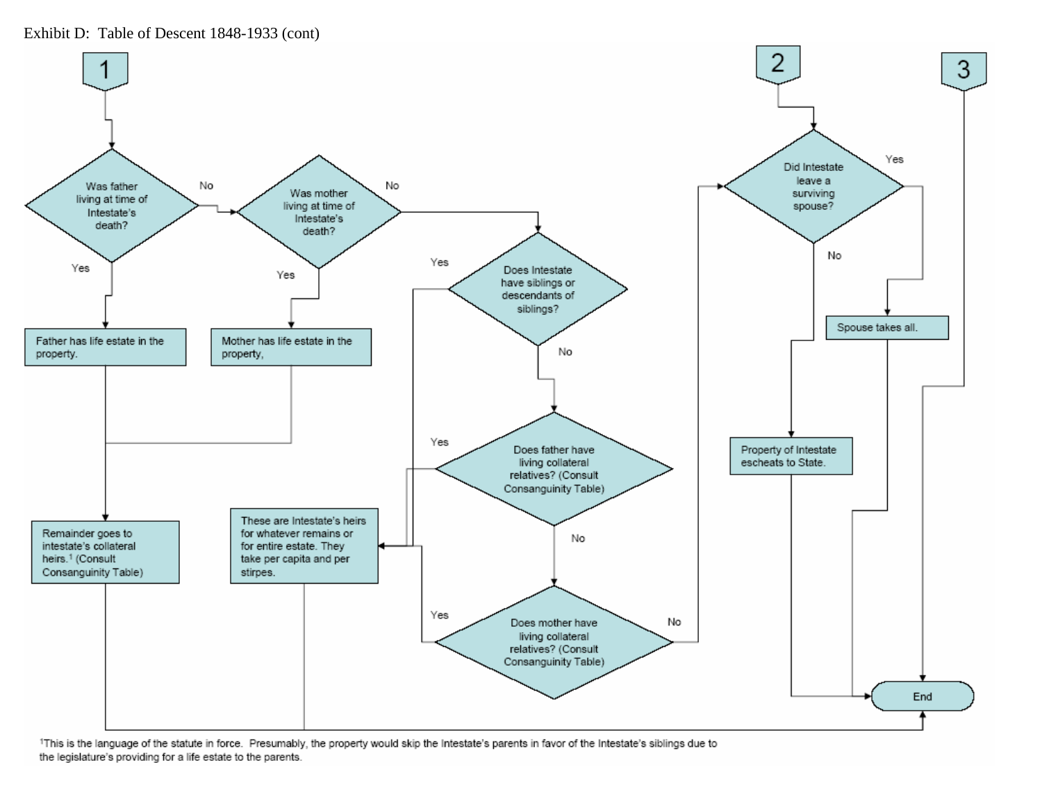Exhibit D: Table of Descent 1848-1933 (cont)

1

2

3

Was father living at time of Intestate's death?

No

Yes

Was mother living at time of Intestate's death?

No

Yes

Father has life estate in the property.

Mother has life estate in the property,

Does Intestate have siblings or descendants of siblings?

Yes

No

Does father have living collateral relatives? (Consult Consanguinity Table)

Yes

No

Does mother have living collateral relatives? (Consult Consanguinity Table)

Yes

No

Remainder goes to intestate's collateral heirs.[1] (Consult Consanguinity Table)

These are Intestate's heirs for whatever remains or for entire estate. They take per capita and per stirpes.

Did Intestate leave a surviving spouse?

Yes

No

Spouse takes all.

Property of Intestate escheats to State.

End

[1]This is the language of the statute in force. Presumably, the property would skip the Intestate's parents in favor of the Intestate's siblings due to the legislature's providing for a life estate to the parents.